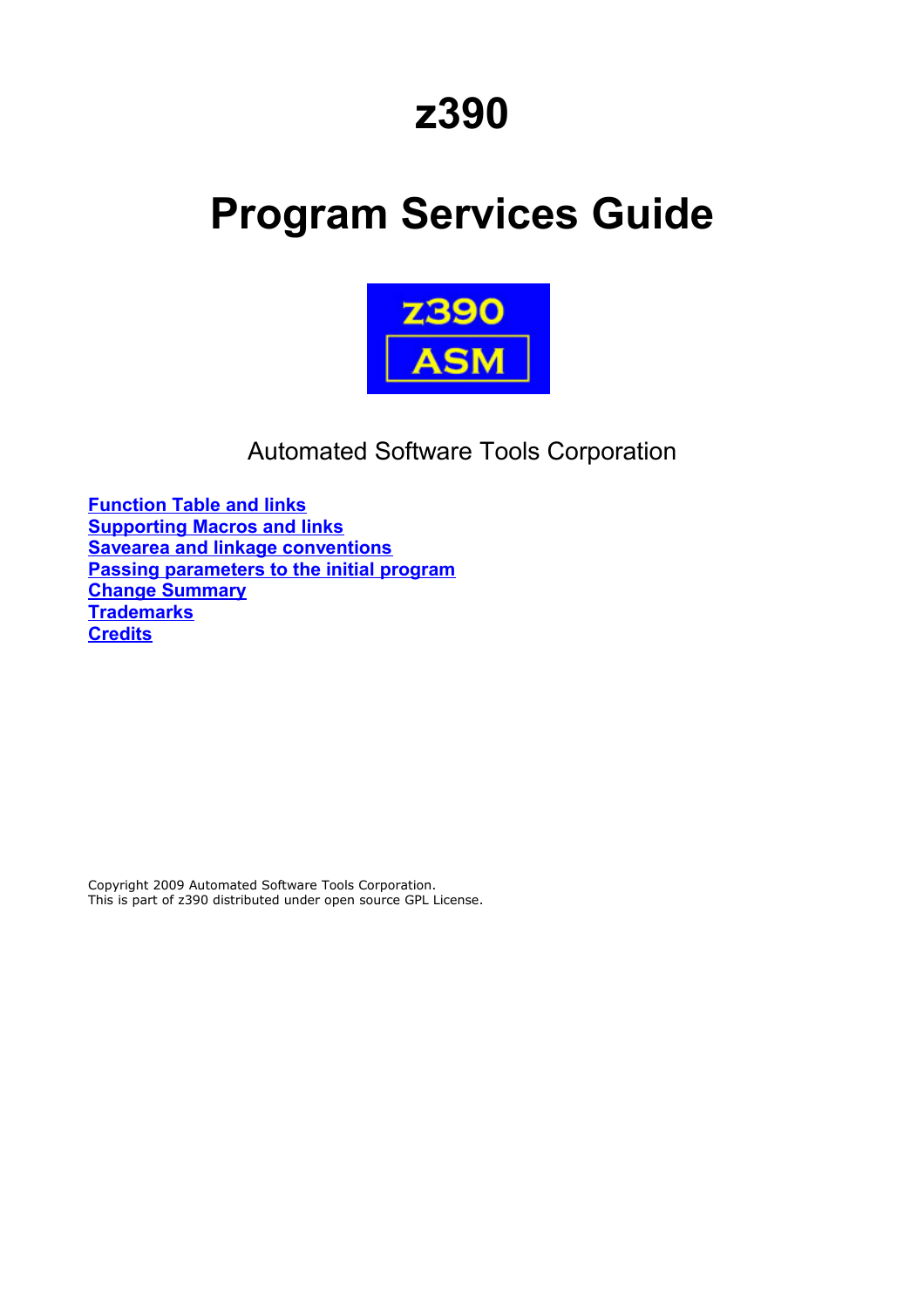# z390

# Program Services Guide

Automated Software Tools Corporation

**Function Table and links**
**Supporting Macros and links**
**Savearea and linkage conventions**
**Passing parameters to the initial program**
**Change Summary**
**Trademarks**
**Credits**

Copyright 2009 Automated Software Tools Corporation.
This is part of z390 distributed under open source GPL License.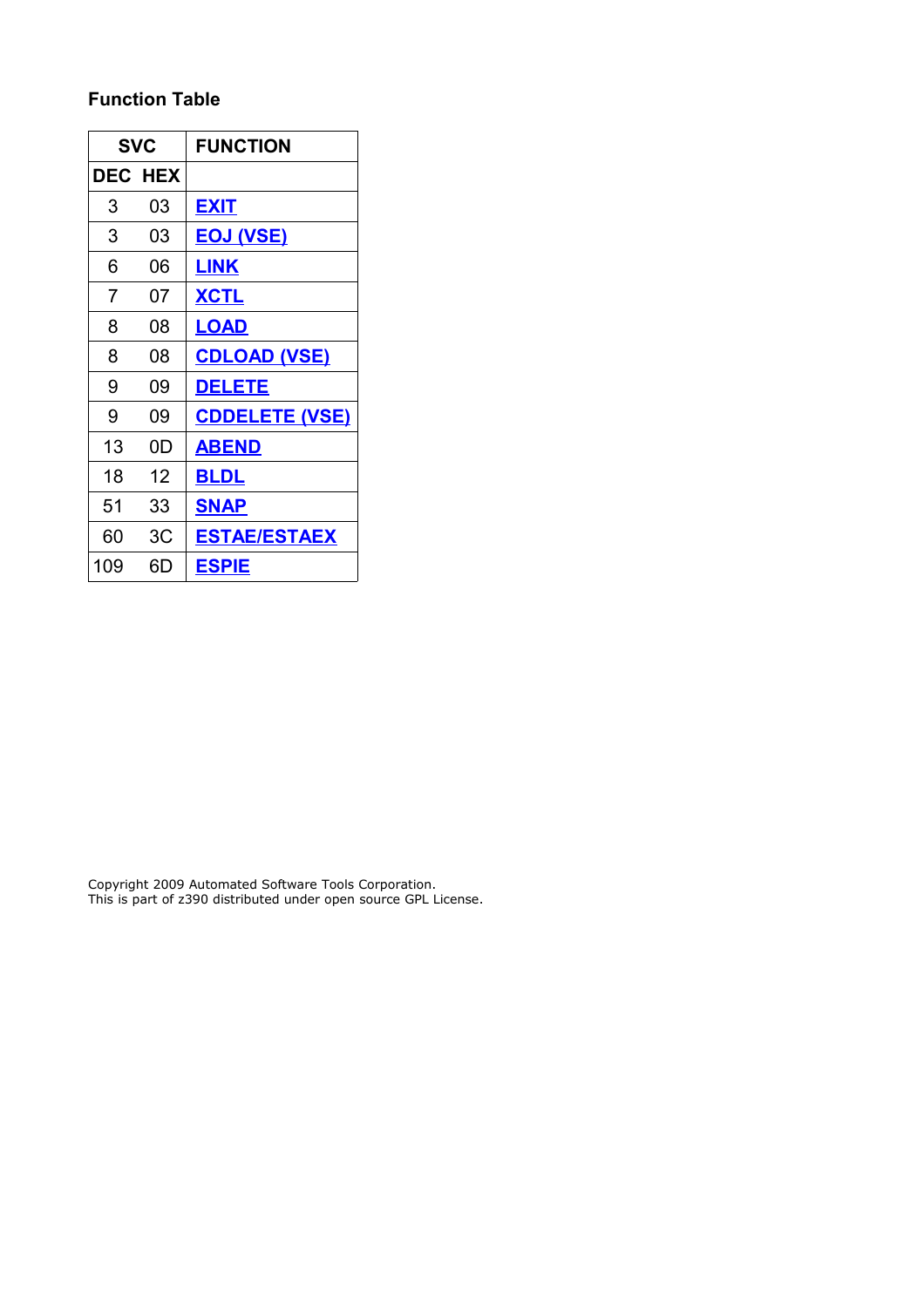### Function Table

| SVC | | FUNCTION |
|---|---|---|
| DEC | HEX | |
| 3 | 03 | **EXIT** |
| 3 | 03 | **EOJ (VSE)** |
| 6 | 06 | **LINK** |
| 7 | 07 | **XCTL** |
| 8 | 08 | **LOAD** |
| 8 | 08 | **CDLOAD (VSE)** |
| 9 | 09 | **DELETE** |
| 9 | 09 | **CDDELETE (VSE)** |
| 13 | 0D | **ABEND** |
| 18 | 12 | **BLDL** |
| 51 | 33 | **SNAP** |
| 60 | 3C | **ESTAE/ESTAEX** |
| 109 | 6D | **ESPIE** |

Copyright 2009 Automated Software Tools Corporation.
This is part of z390 distributed under open source GPL License.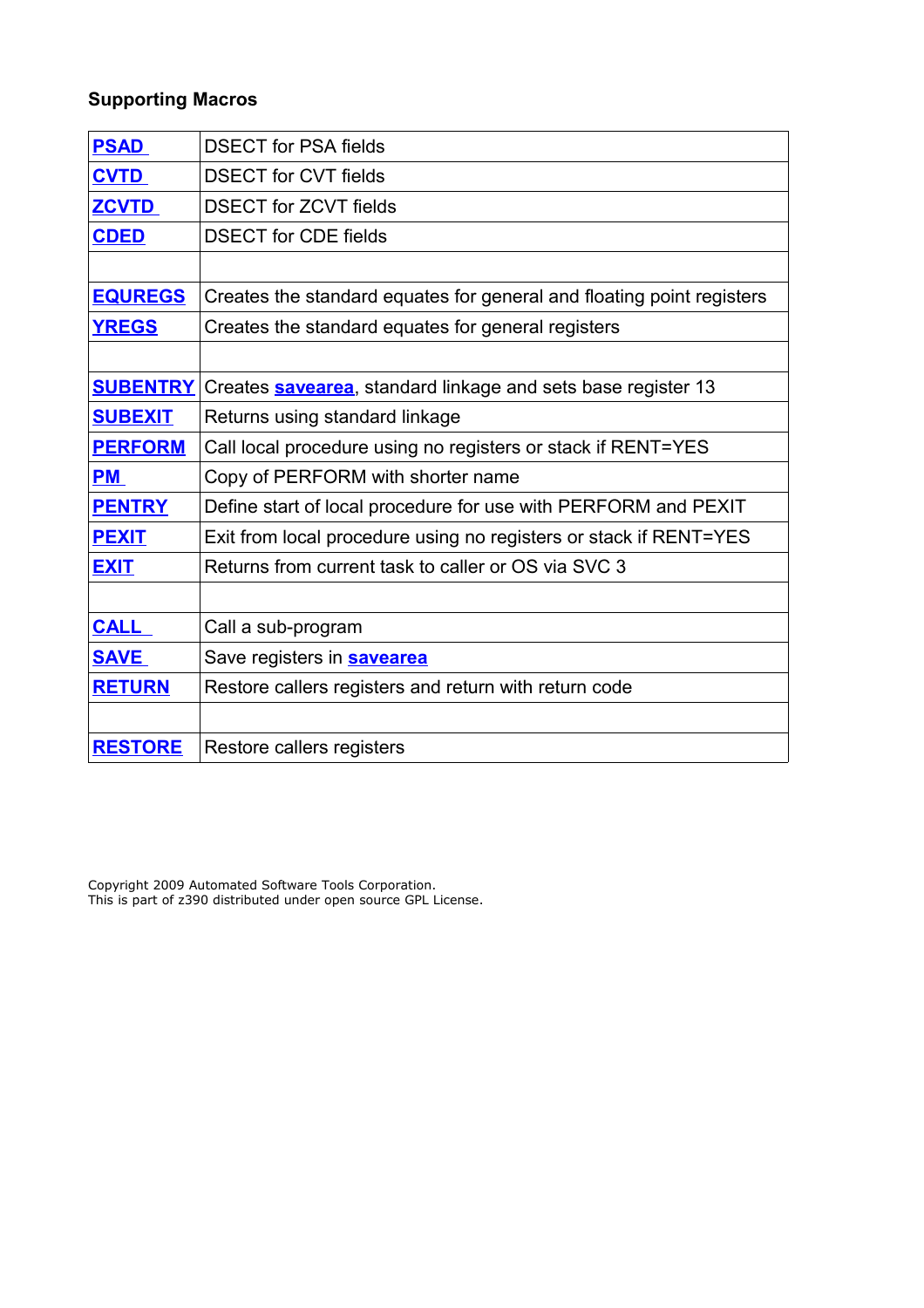**Supporting Macros**

| | |
|---|---|
| **PSAD** | DSECT for PSA fields |
| **CVTD** | DSECT for CVT fields |
| **ZCVTD** | DSECT for ZCVT fields |
| **CDED** | DSECT for CDE fields |
| | |
| **EQUREGS** | Creates the standard equates for general and floating point registers |
| **YREGS** | Creates the standard equates for general registers |
| | |
| **SUBENTRY** | Creates **savearea**, standard linkage and sets base register 13 |
| **SUBEXIT** | Returns using standard linkage |
| **PERFORM** | Call local procedure using no registers or stack if RENT=YES |
| **PM** | Copy of PERFORM with shorter name |
| **PENTRY** | Define start of local procedure for use with PERFORM and PEXIT |
| **PEXIT** | Exit from local procedure using no registers or stack if RENT=YES |
| **EXIT** | Returns from current task to caller or OS via SVC 3 |
| | |
| **CALL** | Call a sub-program |
| **SAVE** | Save registers in **savearea** |
| **RETURN** | Restore callers registers and return with return code |
| | |
| **RESTORE** | Restore callers registers |

Copyright 2009 Automated Software Tools Corporation.
This is part of z390 distributed under open source GPL License.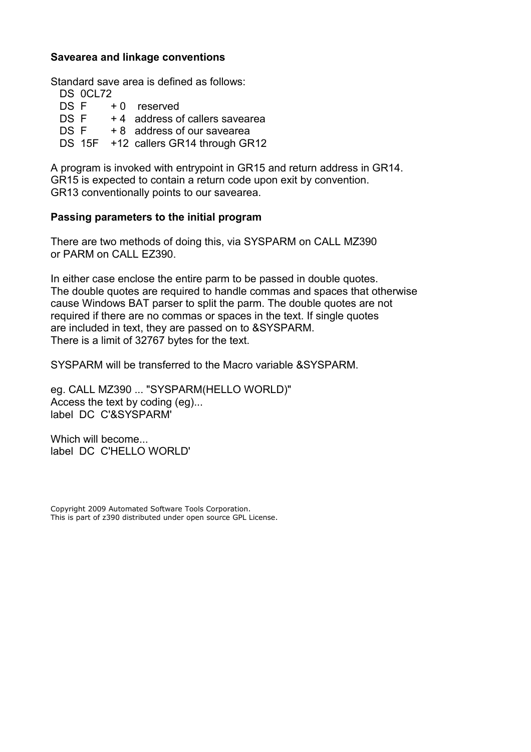**Savearea and linkage conventions**

Standard save area is defined as follows:

```
   DS  0CL72
   DS  F      + 0    reserved
   DS  F      + 4   address of callers savearea
   DS  F      + 8   address of our savearea
   DS  15F   +12  callers GR14 through GR12
```

A program is invoked with entrypoint in GR15 and return address in GR14.
GR15 is expected to contain a return code upon exit by convention.
GR13 conventionally points to our savearea.

**Passing parameters to the initial program**

There are two methods of doing this, via SYSPARM on CALL MZ390
or PARM on CALL EZ390.

In either case enclose the entire parm to be passed in double quotes.
The double quotes are required to handle commas and spaces that otherwise
cause Windows BAT parser to split the parm. The double quotes are not
required if there are no commas or spaces in the text. If single quotes
are included in text, they are passed on to &SYSPARM.
There is a limit of 32767 bytes for the text.

SYSPARM will be transferred to the Macro variable &SYSPARM.

eg. CALL MZ390 ... "SYSPARM(HELLO WORLD)"
Access the text by coding (eg)...

```
label  DC  C'&SYSPARM'
```

Which will become...

```
label  DC  C'HELLO WORLD'
```

Copyright 2009 Automated Software Tools Corporation.
This is part of z390 distributed under open source GPL License.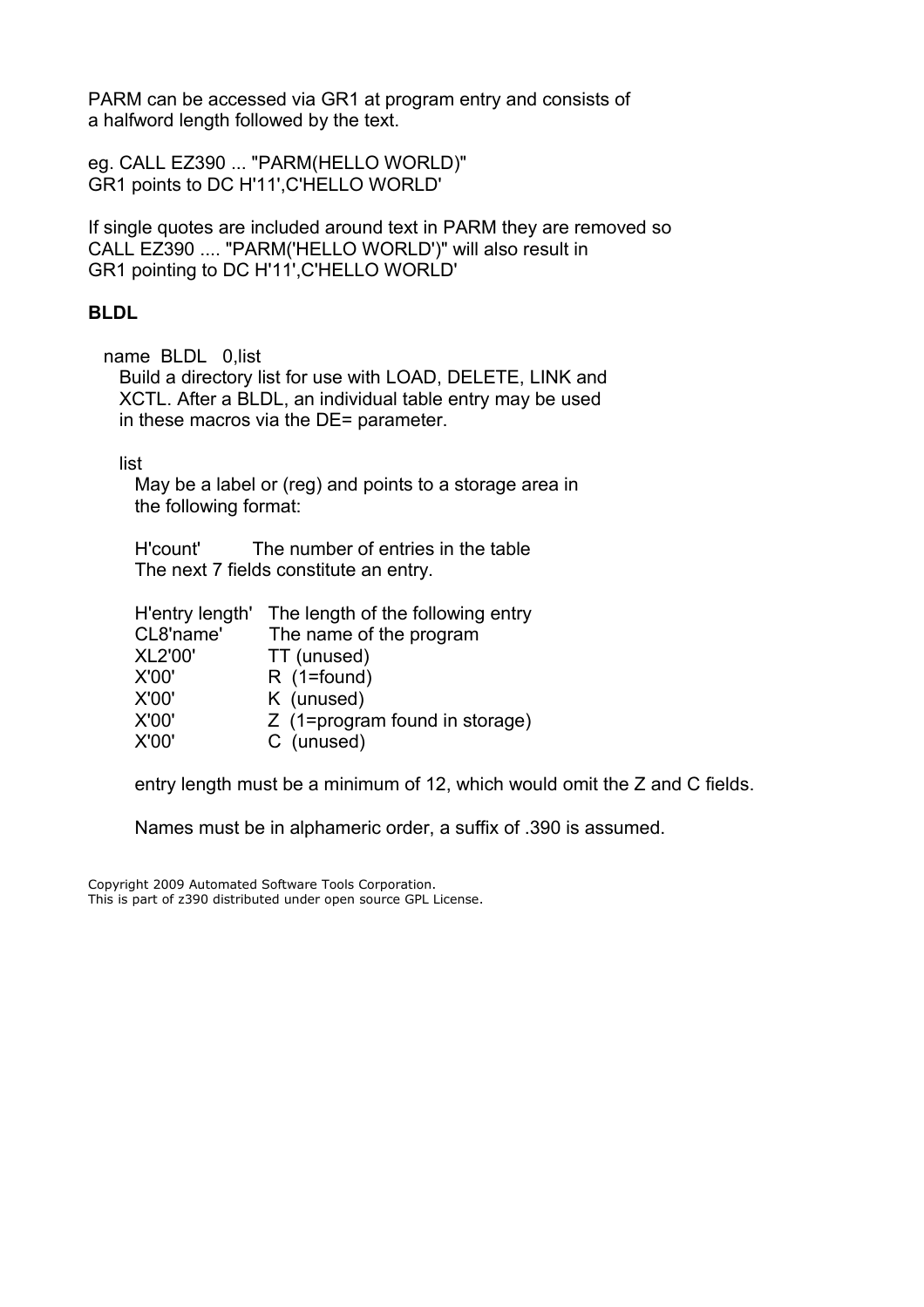PARM can be accessed via GR1 at program entry and consists of a halfword length followed by the text.

eg. CALL EZ390 ... "PARM(HELLO WORLD)"
GR1 points to DC H'11',C'HELLO WORLD'

If single quotes are included around text in PARM they are removed so CALL EZ390 .... "PARM('HELLO WORLD')" will also result in GR1 pointing to DC H'11',C'HELLO WORLD'

**BLDL**

name BLDL 0,list

Build a directory list for use with LOAD, DELETE, LINK and XCTL. After a BLDL, an individual table entry may be used in these macros via the DE= parameter.

list

May be a label or (reg) and points to a storage area in the following format:

H'count' The number of entries in the table
The next 7 fields constitute an entry.

| | |
|---|---|
| H'entry length' | The length of the following entry |
| CL8'name' | The name of the program |
| XL2'00' | TT (unused) |
| X'00' | R (1=found) |
| X'00' | K (unused) |
| X'00' | Z (1=program found in storage) |
| X'00' | C (unused) |

entry length must be a minimum of 12, which would omit the Z and C fields.

Names must be in alphameric order, a suffix of .390 is assumed.

Copyright 2009 Automated Software Tools Corporation.
This is part of z390 distributed under open source GPL License.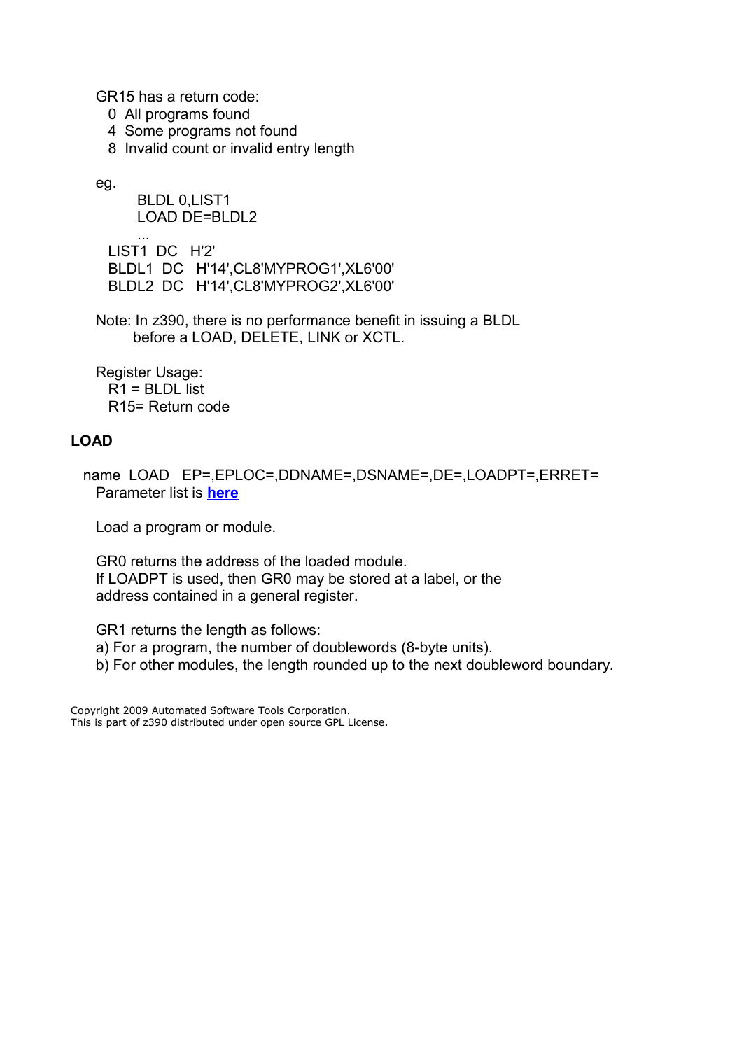GR15 has a return code:

- 0 All programs found
- 4 Some programs not found
- 8 Invalid count or invalid entry length

eg.

```
      BLDL 0,LIST1
      LOAD DE=BLDL2
      ...
LIST1  DC   H'2'
BLDL1  DC   H'14',CL8'MYPROG1',XL6'00'
BLDL2  DC   H'14',CL8'MYPROG2',XL6'00'
```

Note: In z390, there is no performance benefit in issuing a BLDL before a LOAD, DELETE, LINK or XCTL.

Register Usage:

- R1 = BLDL list
- R15= Return code

## LOAD

```
name  LOAD   EP=,EPLOC=,DDNAME=,DSNAME=,DE=,LOADPT=,ERRET=
```

Parameter list is **here**

Load a program or module.

GR0 returns the address of the loaded module.
If LOADPT is used, then GR0 may be stored at a label, or the address contained in a general register.

GR1 returns the length as follows:

a) For a program, the number of doublewords (8-byte units).
b) For other modules, the length rounded up to the next doubleword boundary.

Copyright 2009 Automated Software Tools Corporation.
This is part of z390 distributed under open source GPL License.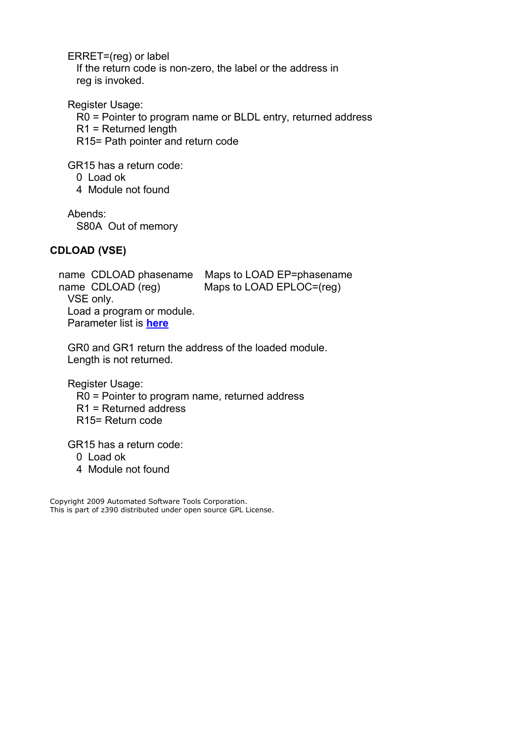ERRET=(reg) or label
If the return code is non-zero, the label or the address in reg is invoked.

Register Usage:
- R0 = Pointer to program name or BLDL entry, returned address
- R1 = Returned length
- R15= Path pointer and return code

GR15 has a return code:
- 0 Load ok
- 4 Module not found

Abends:
- S80A Out of memory

## CDLOAD (VSE)

```
name  CDLOAD phasename    Maps to LOAD EP=phasename
name  CDLOAD (reg)        Maps to LOAD EPLOC=(reg)
```

VSE only.
Load a program or module.
Parameter list is **here**

GR0 and GR1 return the address of the loaded module.
Length is not returned.

Register Usage:
- R0 = Pointer to program name, returned address
- R1 = Returned address
- R15= Return code

GR15 has a return code:
- 0 Load ok
- 4 Module not found

Copyright 2009 Automated Software Tools Corporation.
This is part of z390 distributed under open source GPL License.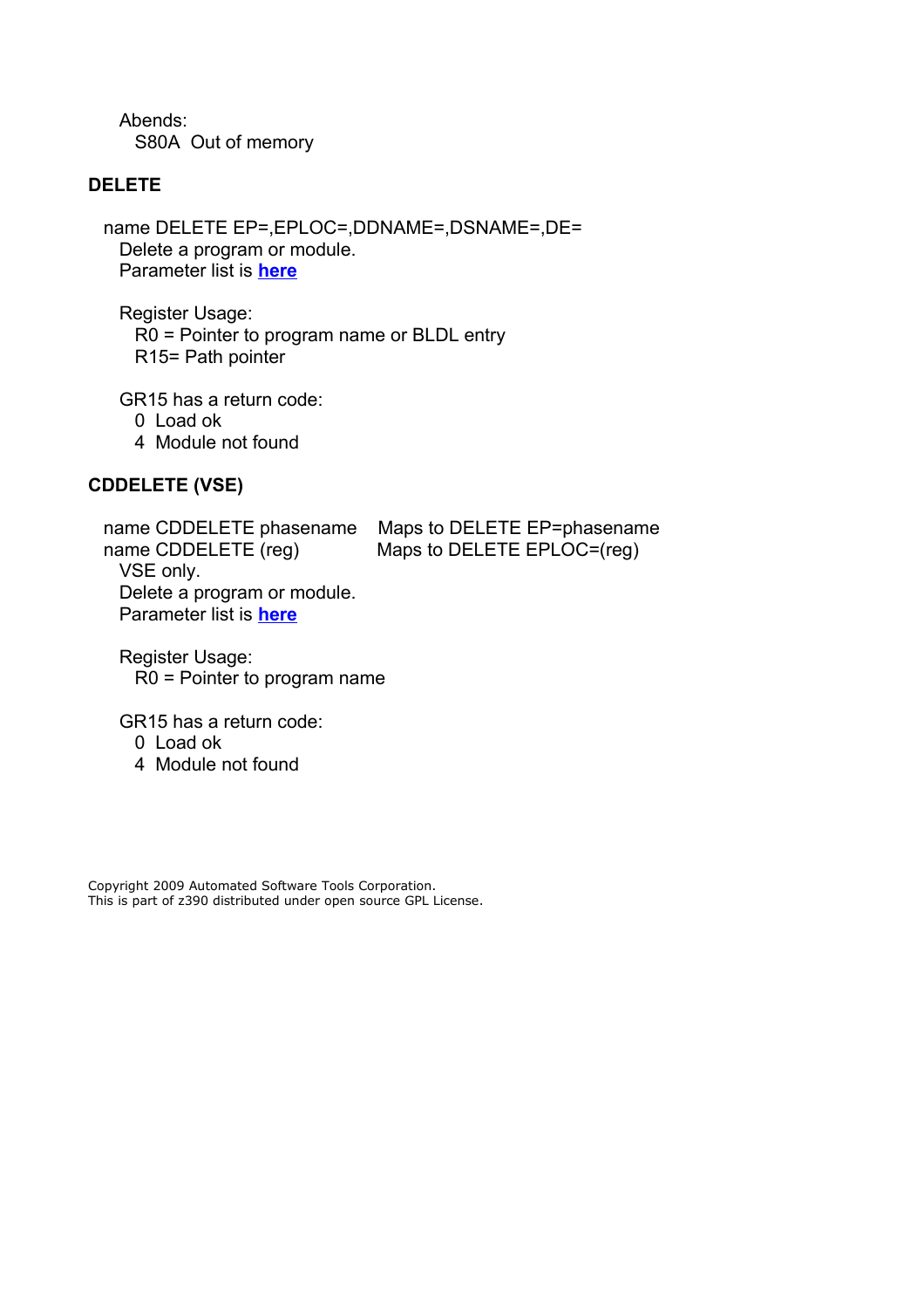Abends:
  S80A  Out of memory

**DELETE**

name DELETE EP=,EPLOC=,DDNAME=,DSNAME=,DE=
  Delete a program or module.
  Parameter list is **here**

Register Usage:
  R0 = Pointer to program name or BLDL entry
  R15= Path pointer

GR15 has a return code:
  0  Load ok
  4  Module not found

**CDDELETE (VSE)**

```
name CDDELETE phasename    Maps to DELETE EP=phasename
name CDDELETE (reg)        Maps to DELETE EPLOC=(reg)
```

  VSE only.
  Delete a program or module.
  Parameter list is **here**

Register Usage:
  R0 = Pointer to program name

GR15 has a return code:
  0  Load ok
  4  Module not found

Copyright 2009 Automated Software Tools Corporation.
This is part of z390 distributed under open source GPL License.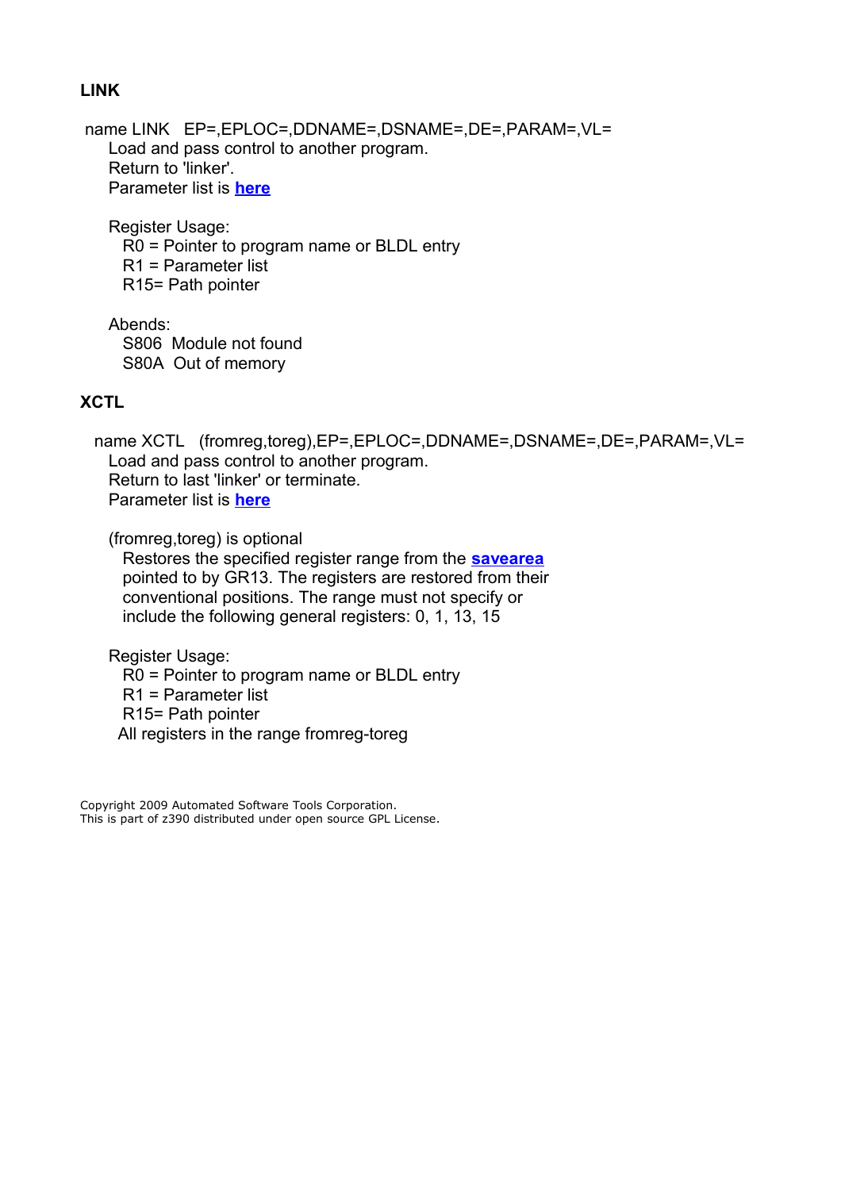**LINK**

name LINK EP=,EPLOC=,DDNAME=,DSNAME=,DE=,PARAM=,VL=

Load and pass control to another program.
Return to 'linker'.
Parameter list is **here**

Register Usage:
- R0 = Pointer to program name or BLDL entry
- R1 = Parameter list
- R15= Path pointer

Abends:
- S806 Module not found
- S80A Out of memory

**XCTL**

name XCTL (fromreg,toreg),EP=,EPLOC=,DDNAME=,DSNAME=,DE=,PARAM=,VL=

Load and pass control to another program.
Return to last 'linker' or terminate.
Parameter list is **here**

(fromreg,toreg) is optional
Restores the specified register range from the **savearea** pointed to by GR13. The registers are restored from their conventional positions. The range must not specify or include the following general registers: 0, 1, 13, 15

Register Usage:
- R0 = Pointer to program name or BLDL entry
- R1 = Parameter list
- R15= Path pointer
- All registers in the range fromreg-toreg

Copyright 2009 Automated Software Tools Corporation.
This is part of z390 distributed under open source GPL License.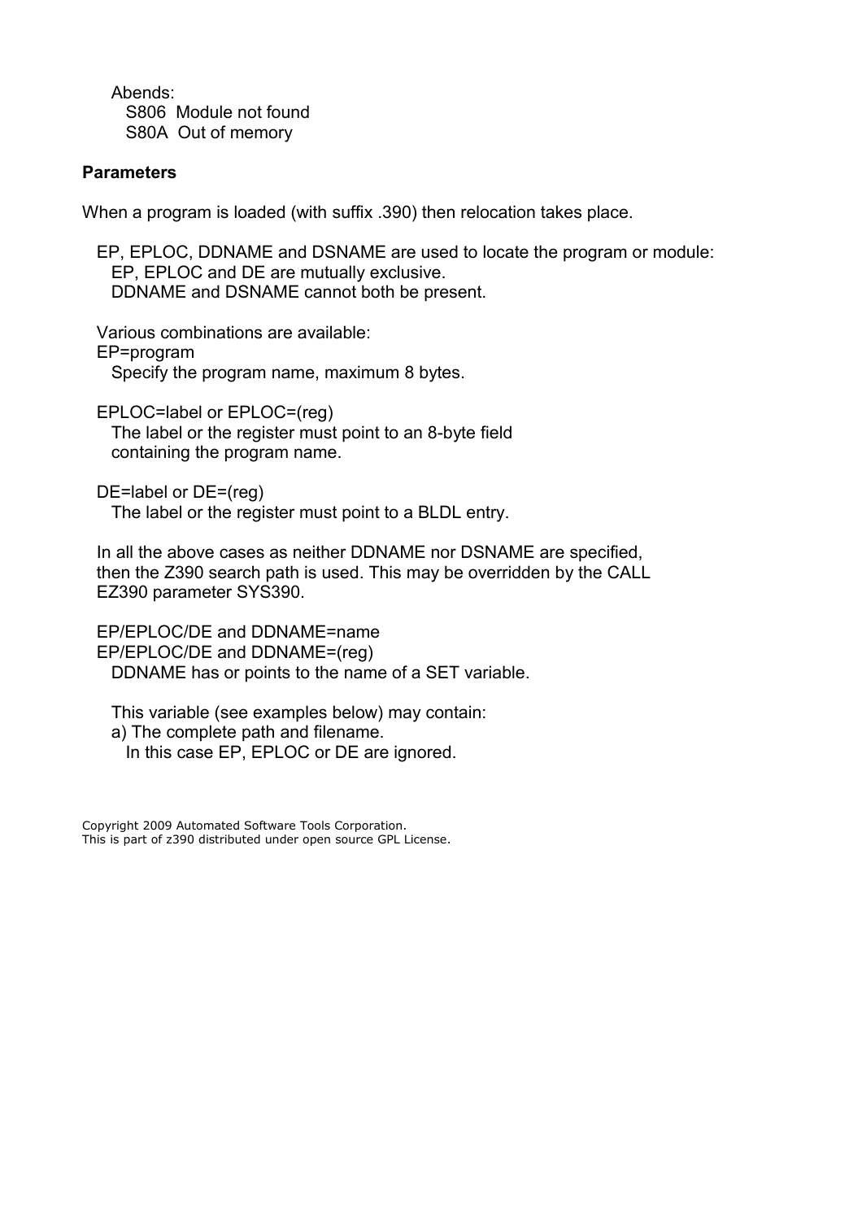Abends:

S806 Module not found

S80A Out of memory

**Parameters**

When a program is loaded (with suffix .390) then relocation takes place.

EP, EPLOC, DDNAME and DSNAME are used to locate the program or module:
EP, EPLOC and DE are mutually exclusive.
DDNAME and DSNAME cannot both be present.

Various combinations are available:

EP=program
Specify the program name, maximum 8 bytes.

EPLOC=label or EPLOC=(reg)
The label or the register must point to an 8-byte field containing the program name.

DE=label or DE=(reg)
The label or the register must point to a BLDL entry.

In all the above cases as neither DDNAME nor DSNAME are specified, then the Z390 search path is used. This may be overridden by the CALL EZ390 parameter SYS390.

EP/EPLOC/DE and DDNAME=name
EP/EPLOC/DE and DDNAME=(reg)
DDNAME has or points to the name of a SET variable.

This variable (see examples below) may contain:

a) The complete path and filename.
In this case EP, EPLOC or DE are ignored.

Copyright 2009 Automated Software Tools Corporation.
This is part of z390 distributed under open source GPL License.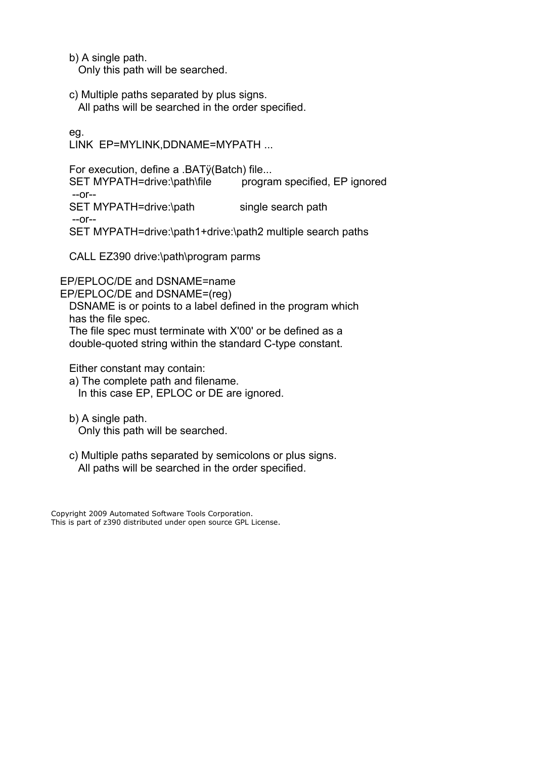b) A single path.
  Only this path will be searched.

c) Multiple paths separated by plus signs.
  All paths will be searched in the order specified.

eg.

```
LINK  EP=MYLINK,DDNAME=MYPATH ...
```

For execution, define a .BATÿ(Batch) file...

```
SET MYPATH=drive:\path\file         program specified, EP ignored
 --or--
SET MYPATH=drive:\path              single search path
 --or--
SET MYPATH=drive:\path1+drive:\path2 multiple search paths

CALL EZ390 drive:\path\program parms
```

EP/EPLOC/DE and DSNAME=name
EP/EPLOC/DE and DSNAME=(reg)
  DSNAME is or points to a label defined in the program which has the file spec.
  The file spec must terminate with X'00' or be defined as a double-quoted string within the standard C-type constant.

  Either constant may contain:

  a) The complete path and filename.
    In this case EP, EPLOC or DE are ignored.

  b) A single path.
    Only this path will be searched.

  c) Multiple paths separated by semicolons or plus signs.
    All paths will be searched in the order specified.

Copyright 2009 Automated Software Tools Corporation.
This is part of z390 distributed under open source GPL License.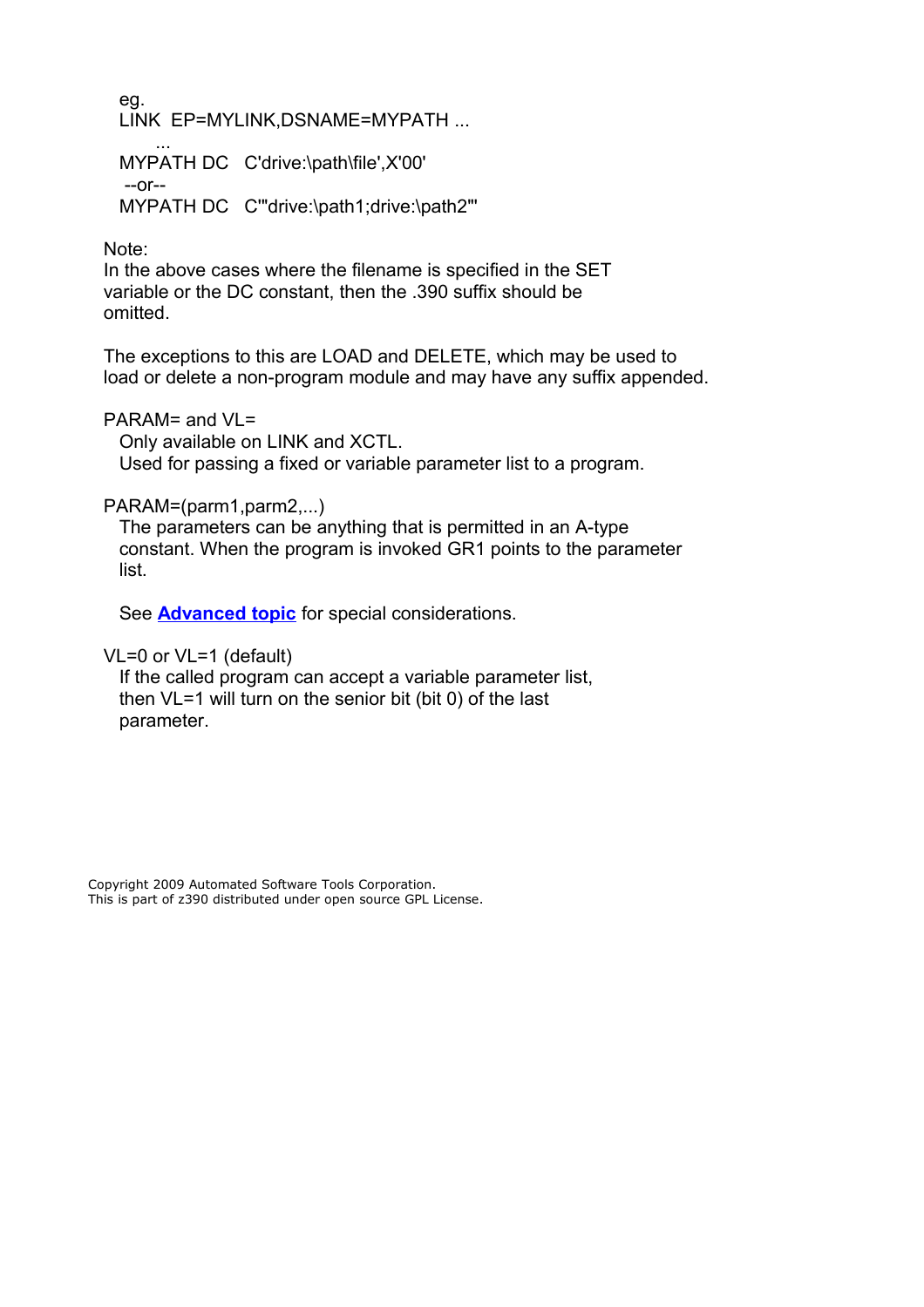eg.

```
LINK  EP=MYLINK,DSNAME=MYPATH ...
      ...
MYPATH DC   C'drive:\path\file',X'00'
 --or--
MYPATH DC   C'"drive:\path1;drive:\path2"'
```

Note:
In the above cases where the filename is specified in the SET variable or the DC constant, then the .390 suffix should be omitted.

The exceptions to this are LOAD and DELETE, which may be used to load or delete a non-program module and may have any suffix appended.

PARAM= and VL=
  Only available on LINK and XCTL.
  Used for passing a fixed or variable parameter list to a program.

PARAM=(parm1,parm2,...)
  The parameters can be anything that is permitted in an A-type constant. When the program is invoked GR1 points to the parameter list.

  See **Advanced topic** for special considerations.

VL=0 or VL=1 (default)
  If the called program can accept a variable parameter list, then VL=1 will turn on the senior bit (bit 0) of the last parameter.

Copyright 2009 Automated Software Tools Corporation.
This is part of z390 distributed under open source GPL License.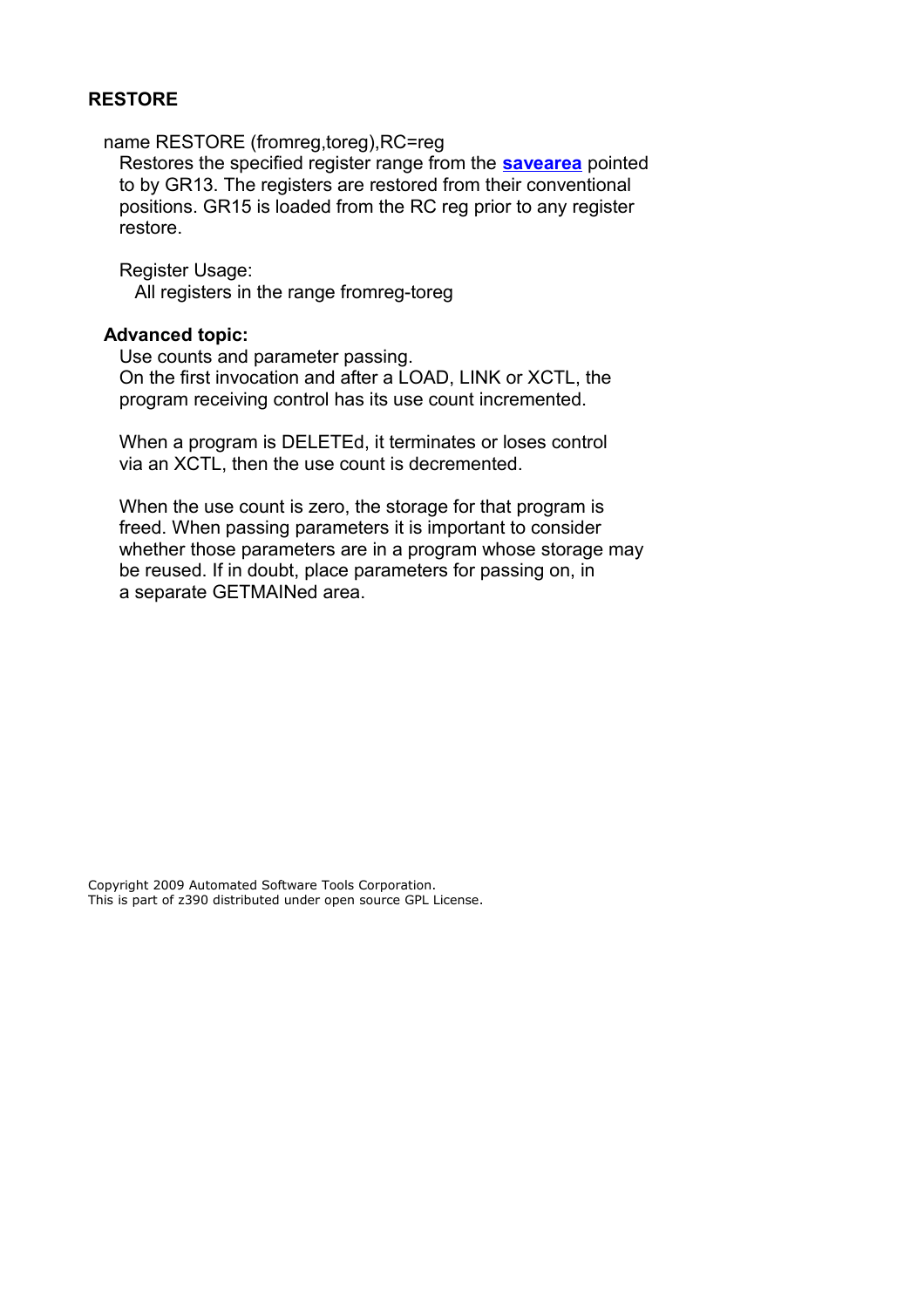## RESTORE

name RESTORE (fromreg,toreg),RC=reg

Restores the specified register range from the **savearea** pointed to by GR13. The registers are restored from their conventional positions. GR15 is loaded from the RC reg prior to any register restore.

Register Usage:

All registers in the range fromreg-toreg

### Advanced topic:

Use counts and parameter passing.
On the first invocation and after a LOAD, LINK or XCTL, the program receiving control has its use count incremented.

When a program is DELETEd, it terminates or loses control via an XCTL, then the use count is decremented.

When the use count is zero, the storage for that program is freed. When passing parameters it is important to consider whether those parameters are in a program whose storage may be reused. If in doubt, place parameters for passing on, in a separate GETMAINed area.

Copyright 2009 Automated Software Tools Corporation.
This is part of z390 distributed under open source GPL License.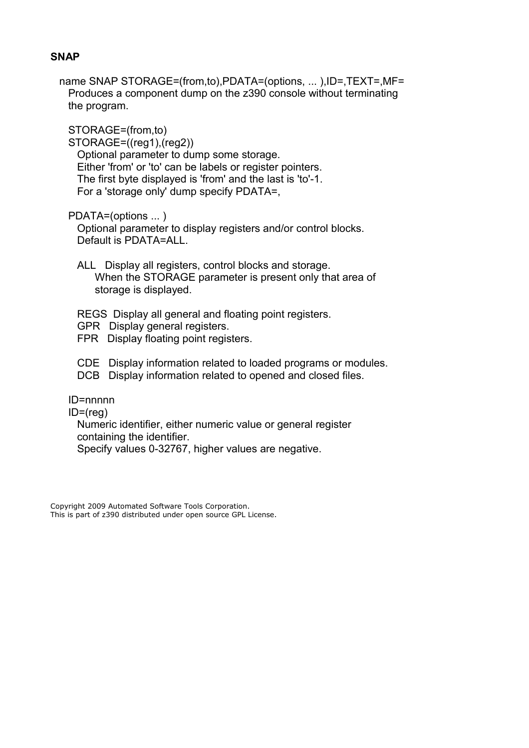**SNAP**

name SNAP STORAGE=(from,to),PDATA=(options, ... ),ID=,TEXT=,MF=

Produces a component dump on the z390 console without terminating the program.

STORAGE=(from,to)
STORAGE=((reg1),(reg2))

Optional parameter to dump some storage.
Either 'from' or 'to' can be labels or register pointers.
The first byte displayed is 'from' and the last is 'to'-1.
For a 'storage only' dump specify PDATA=,

PDATA=(options ... )

Optional parameter to display registers and/or control blocks.
Default is PDATA=ALL.

ALL   Display all registers, control blocks and storage.
When the STORAGE parameter is present only that area of storage is displayed.

REGS  Display all general and floating point registers.
GPR   Display general registers.
FPR   Display floating point registers.

CDE   Display information related to loaded programs or modules.
DCB   Display information related to opened and closed files.

ID=nnnnn
ID=(reg)

Numeric identifier, either numeric value or general register containing the identifier.
Specify values 0-32767, higher values are negative.

Copyright 2009 Automated Software Tools Corporation.
This is part of z390 distributed under open source GPL License.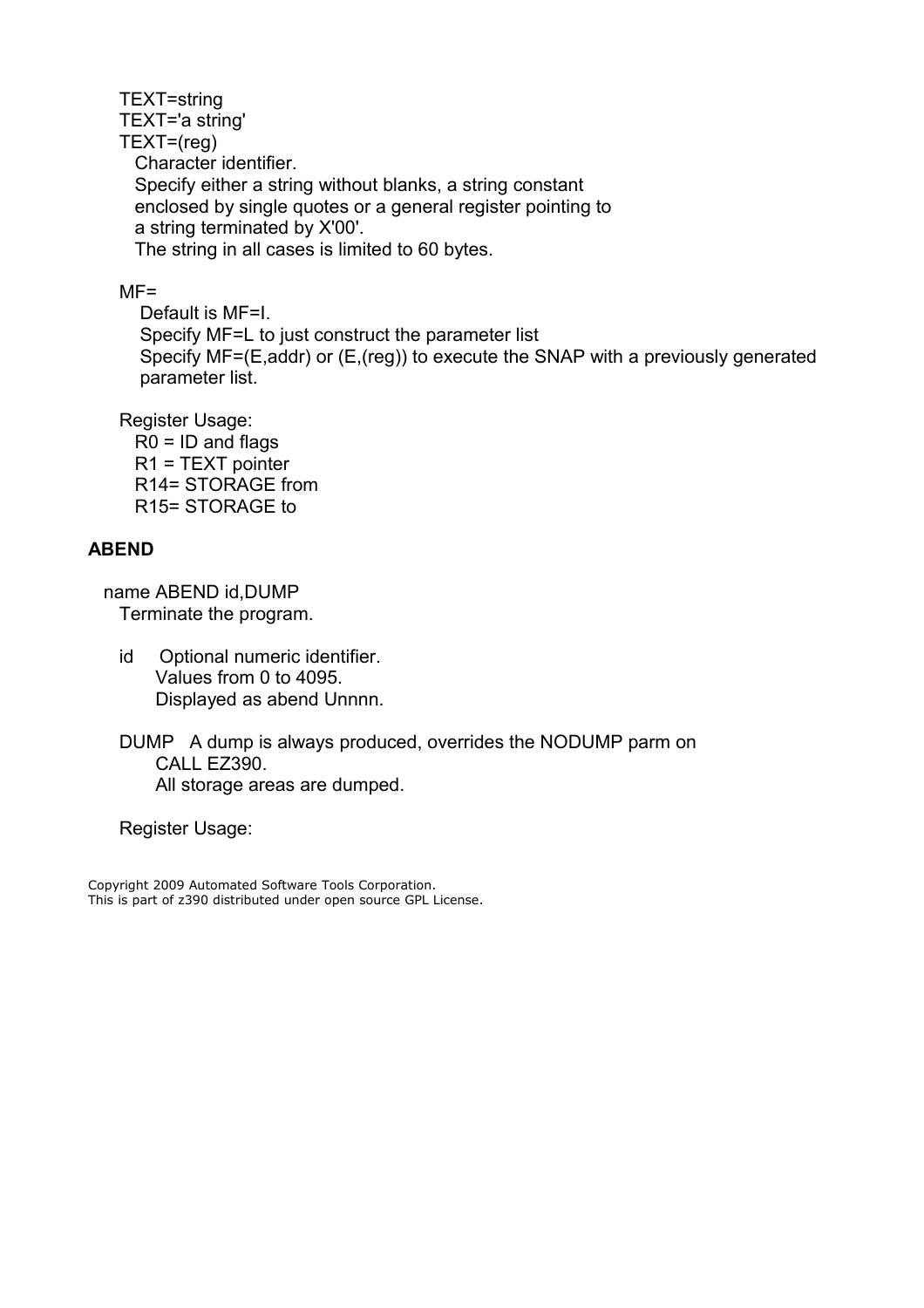TEXT=string
TEXT='a string'
TEXT=(reg)
Character identifier.
Specify either a string without blanks, a string constant enclosed by single quotes or a general register pointing to a string terminated by X'00'.
The string in all cases is limited to 60 bytes.

MF=
Default is MF=I.
Specify MF=L to just construct the parameter list
Specify MF=(E,addr) or (E,(reg)) to execute the SNAP with a previously generated parameter list.

Register Usage:
R0 = ID and flags
R1 = TEXT pointer
R14= STORAGE from
R15= STORAGE to

**ABEND**

name ABEND id,DUMP
Terminate the program.

id Optional numeric identifier.
Values from 0 to 4095.
Displayed as abend Unnnn.

DUMP A dump is always produced, overrides the NODUMP parm on CALL EZ390.
All storage areas are dumped.

Register Usage:

Copyright 2009 Automated Software Tools Corporation.
This is part of z390 distributed under open source GPL License.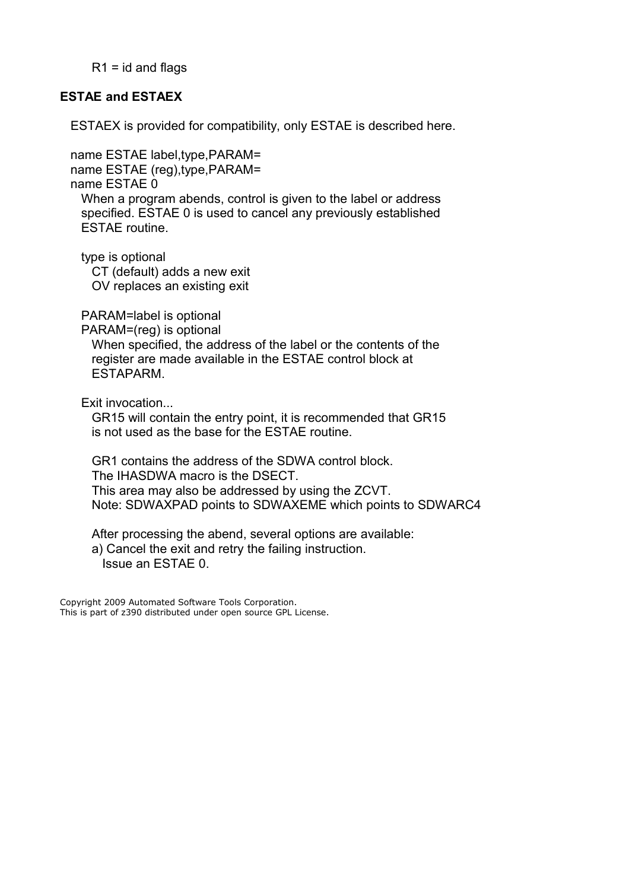R1 = id and flags

### ESTAE and ESTAEX

ESTAEX is provided for compatibility, only ESTAE is described here.

name ESTAE label,type,PARAM=
name ESTAE (reg),type,PARAM=
name ESTAE 0

When a program abends, control is given to the label or address specified. ESTAE 0 is used to cancel any previously established ESTAE routine.

type is optional

- CT (default) adds a new exit
- OV replaces an existing exit

PARAM=label is optional
PARAM=(reg) is optional

When specified, the address of the label or the contents of the register are made available in the ESTAE control block at ESTAPARM.

Exit invocation...

GR15 will contain the entry point, it is recommended that GR15 is not used as the base for the ESTAE routine.

GR1 contains the address of the SDWA control block.
The IHASDWA macro is the DSECT.
This area may also be addressed by using the ZCVT.
Note: SDWAXPAD points to SDWAXEME which points to SDWARC4

After processing the abend, several options are available:

a) Cancel the exit and retry the failing instruction.
   Issue an ESTAE 0.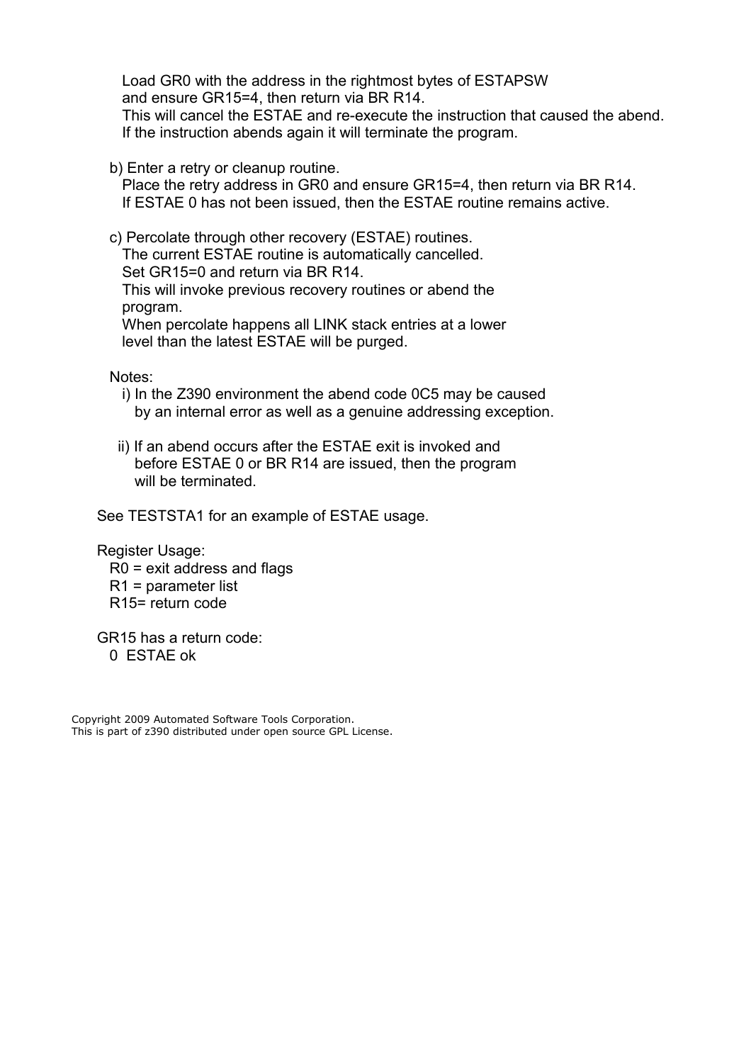Load GR0 with the address in the rightmost bytes of ESTAPSW
and ensure GR15=4, then return via BR R14.
This will cancel the ESTAE and re-execute the instruction that caused the abend.
If the instruction abends again it will terminate the program.

b) Enter a retry or cleanup routine.
Place the retry address in GR0 and ensure GR15=4, then return via BR R14.
If ESTAE 0 has not been issued, then the ESTAE routine remains active.

c) Percolate through other recovery (ESTAE) routines.
The current ESTAE routine is automatically cancelled.
Set GR15=0 and return via BR R14.
This will invoke previous recovery routines or abend the program.
When percolate happens all LINK stack entries at a lower level than the latest ESTAE will be purged.

Notes:

i) In the Z390 environment the abend code 0C5 may be caused by an internal error as well as a genuine addressing exception.

ii) If an abend occurs after the ESTAE exit is invoked and before ESTAE 0 or BR R14 are issued, then the program will be terminated.

See TESTSTA1 for an example of ESTAE usage.

Register Usage:
R0 = exit address and flags
R1 = parameter list
R15= return code

GR15 has a return code:
0 ESTAE ok

Copyright 2009 Automated Software Tools Corporation.
This is part of z390 distributed under open source GPL License.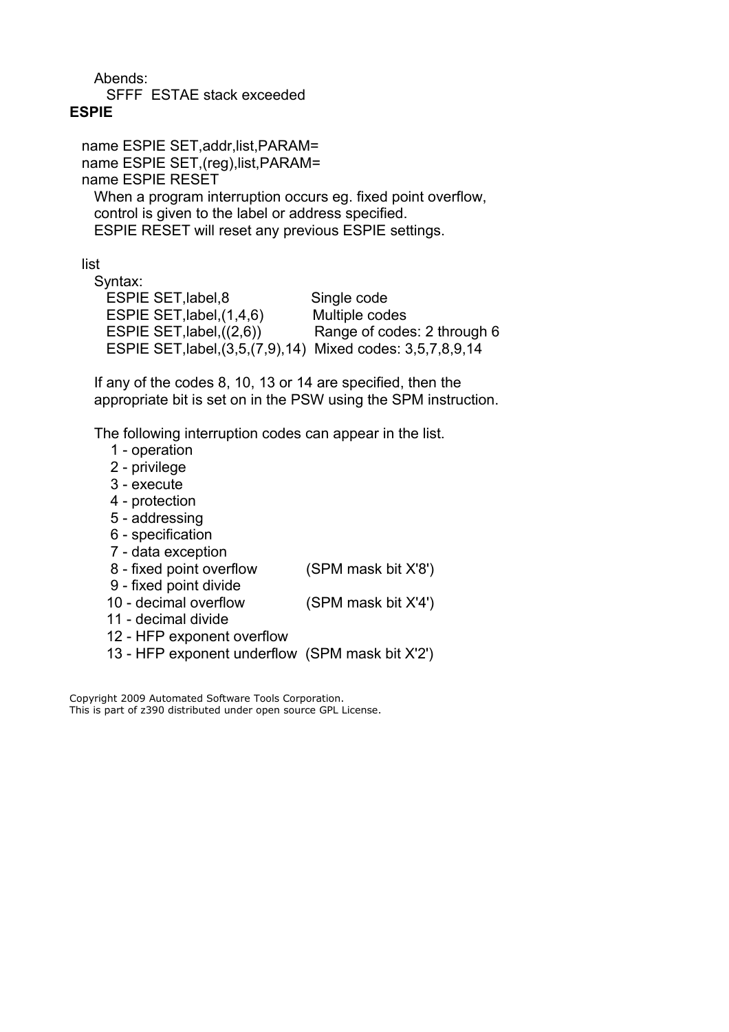Abends:

SFFF ESTAE stack exceeded

**ESPIE**

name ESPIE SET,addr,list,PARAM=
name ESPIE SET,(reg),list,PARAM=
name ESPIE RESET

When a program interruption occurs eg. fixed point overflow, control is given to the label or address specified.
ESPIE RESET will reset any previous ESPIE settings.

list

Syntax:

```
ESPIE SET,label,8                  Single code
ESPIE SET,label,(1,4,6)            Multiple codes
ESPIE SET,label,((2,6))            Range of codes: 2 through 6
ESPIE SET,label,(3,5,(7,9),14)     Mixed codes: 3,5,7,8,9,14
```

If any of the codes 8, 10, 13 or 14 are specified, then the appropriate bit is set on in the PSW using the SPM instruction.

The following interruption codes can appear in the list.

```
 1 - operation
 2 - privilege
 3 - execute
 4 - protection
 5 - addressing
 6 - specification
 7 - data exception
 8 - fixed point overflow       (SPM mask bit X'8')
 9 - fixed point divide
10 - decimal overflow           (SPM mask bit X'4')
11 - decimal divide
12 - HFP exponent overflow
13 - HFP exponent underflow     (SPM mask bit X'2')
```

Copyright 2009 Automated Software Tools Corporation.
This is part of z390 distributed under open source GPL License.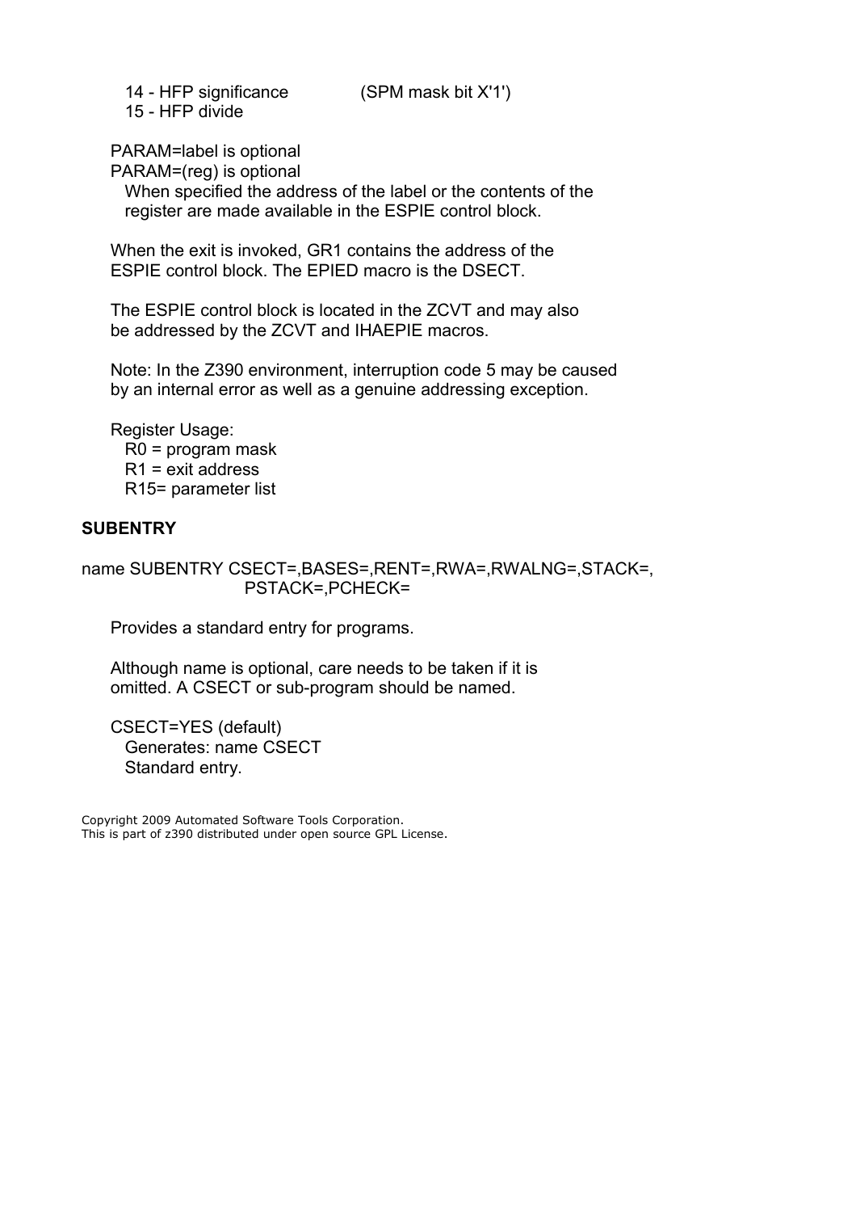14 - HFP significance (SPM mask bit X'1')
15 - HFP divide

PARAM=label is optional
PARAM=(reg) is optional
When specified the address of the label or the contents of the register are made available in the ESPIE control block.

When the exit is invoked, GR1 contains the address of the ESPIE control block. The EPIED macro is the DSECT.

The ESPIE control block is located in the ZCVT and may also be addressed by the ZCVT and IHAEPIE macros.

Note: In the Z390 environment, interruption code 5 may be caused by an internal error as well as a genuine addressing exception.

Register Usage:
R0 = program mask
R1 = exit address
R15= parameter list

**SUBENTRY**

```
name SUBENTRY CSECT=,BASES=,RENT=,RWA=,RWALNG=,STACK=,
                    PSTACK=,PCHECK=
```

Provides a standard entry for programs.

Although name is optional, care needs to be taken if it is omitted. A CSECT or sub-program should be named.

CSECT=YES (default)
Generates: name CSECT
Standard entry.

Copyright 2009 Automated Software Tools Corporation.
This is part of z390 distributed under open source GPL License.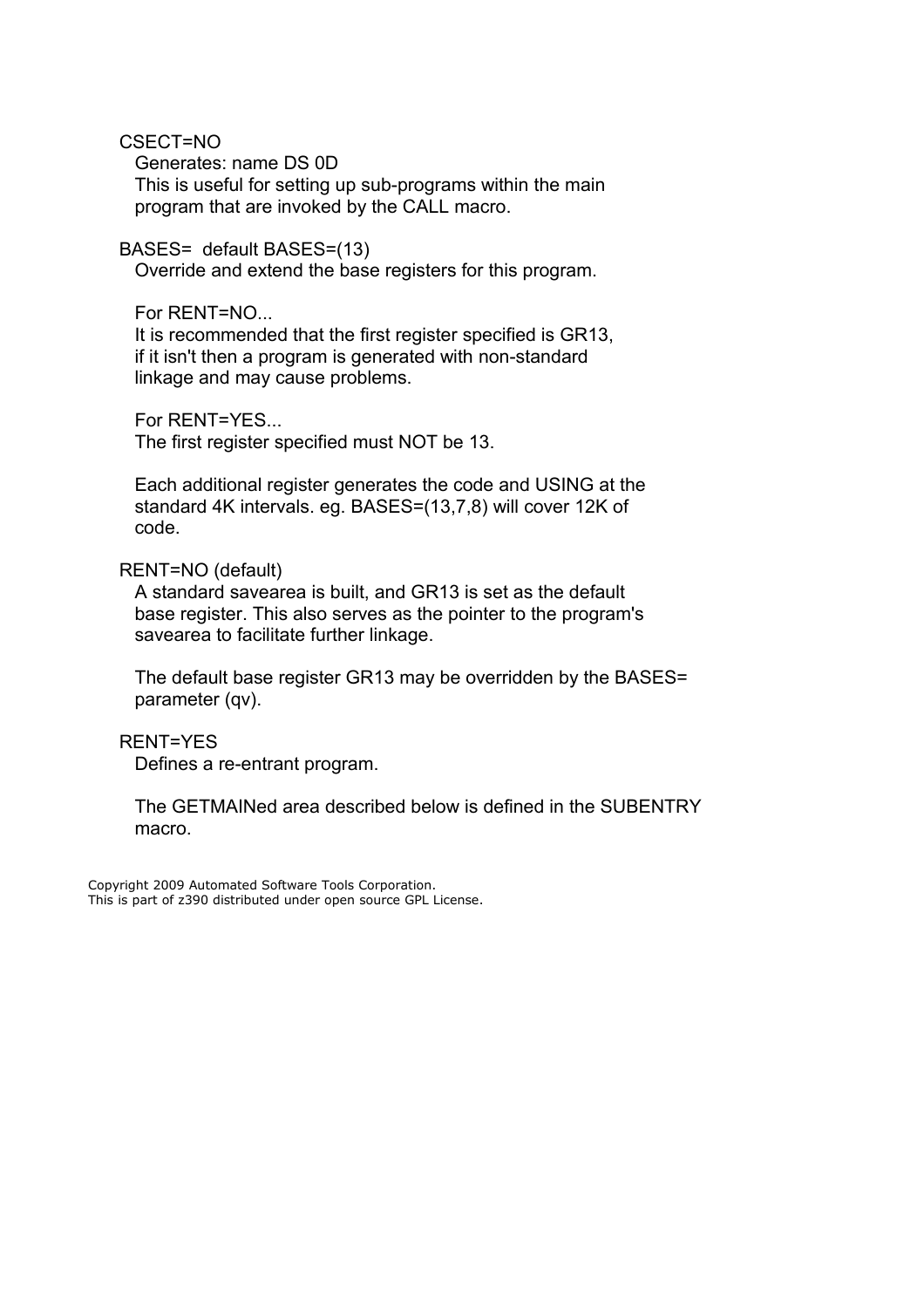CSECT=NO

Generates: name DS 0D
This is useful for setting up sub-programs within the main program that are invoked by the CALL macro.

BASES=  default BASES=(13)

Override and extend the base registers for this program.

For RENT=NO...
It is recommended that the first register specified is GR13, if it isn't then a program is generated with non-standard linkage and may cause problems.

For RENT=YES...
The first register specified must NOT be 13.

Each additional register generates the code and USING at the standard 4K intervals. eg. BASES=(13,7,8) will cover 12K of code.

RENT=NO (default)

A standard savearea is built, and GR13 is set as the default base register. This also serves as the pointer to the program's savearea to facilitate further linkage.

The default base register GR13 may be overridden by the BASES= parameter (qv).

RENT=YES

Defines a re-entrant program.

The GETMAINed area described below is defined in the SUBENTRY macro.

Copyright 2009 Automated Software Tools Corporation.
This is part of z390 distributed under open source GPL License.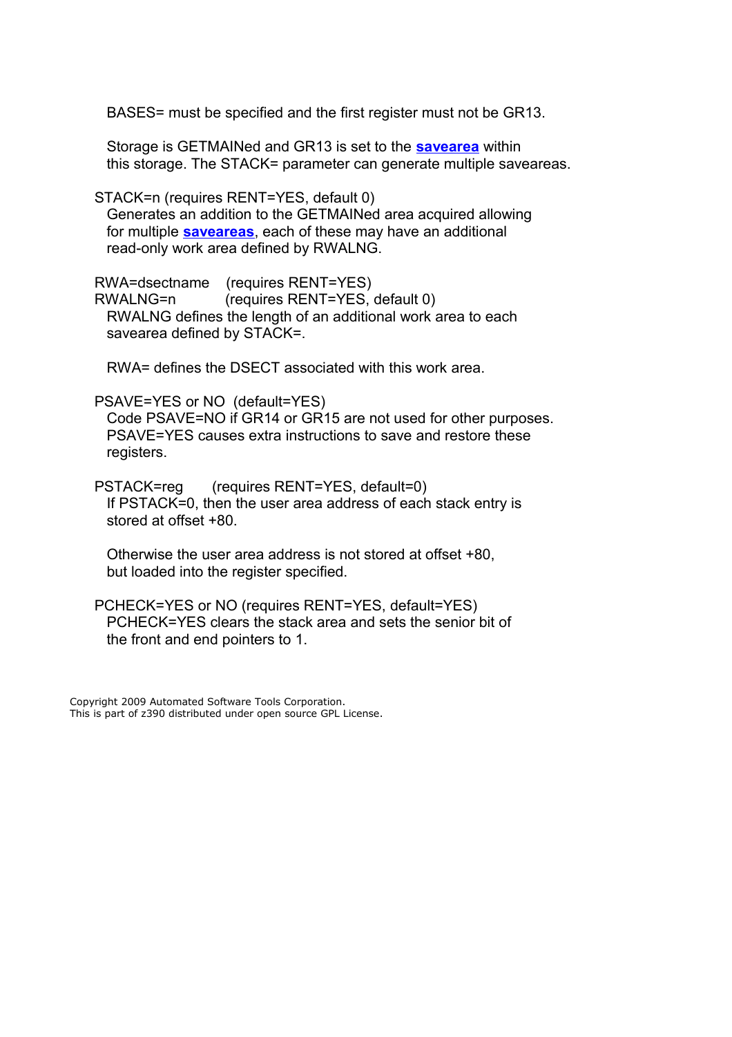BASES= must be specified and the first register must not be GR13.

Storage is GETMAINed and GR13 is set to the **savearea** within this storage. The STACK= parameter can generate multiple saveareas.

STACK=n (requires RENT=YES, default 0)
Generates an addition to the GETMAINed area acquired allowing for multiple **saveareas**, each of these may have an additional read-only work area defined by RWALNG.

RWA=dsectname (requires RENT=YES)
RWALNG=n (requires RENT=YES, default 0)
RWALNG defines the length of an additional work area to each savearea defined by STACK=.

RWA= defines the DSECT associated with this work area.

PSAVE=YES or NO (default=YES)
Code PSAVE=NO if GR14 or GR15 are not used for other purposes. PSAVE=YES causes extra instructions to save and restore these registers.

PSTACK=reg (requires RENT=YES, default=0)
If PSTACK=0, then the user area address of each stack entry is stored at offset +80.

Otherwise the user area address is not stored at offset +80, but loaded into the register specified.

PCHECK=YES or NO (requires RENT=YES, default=YES)
PCHECK=YES clears the stack area and sets the senior bit of the front and end pointers to 1.

Copyright 2009 Automated Software Tools Corporation.
This is part of z390 distributed under open source GPL License.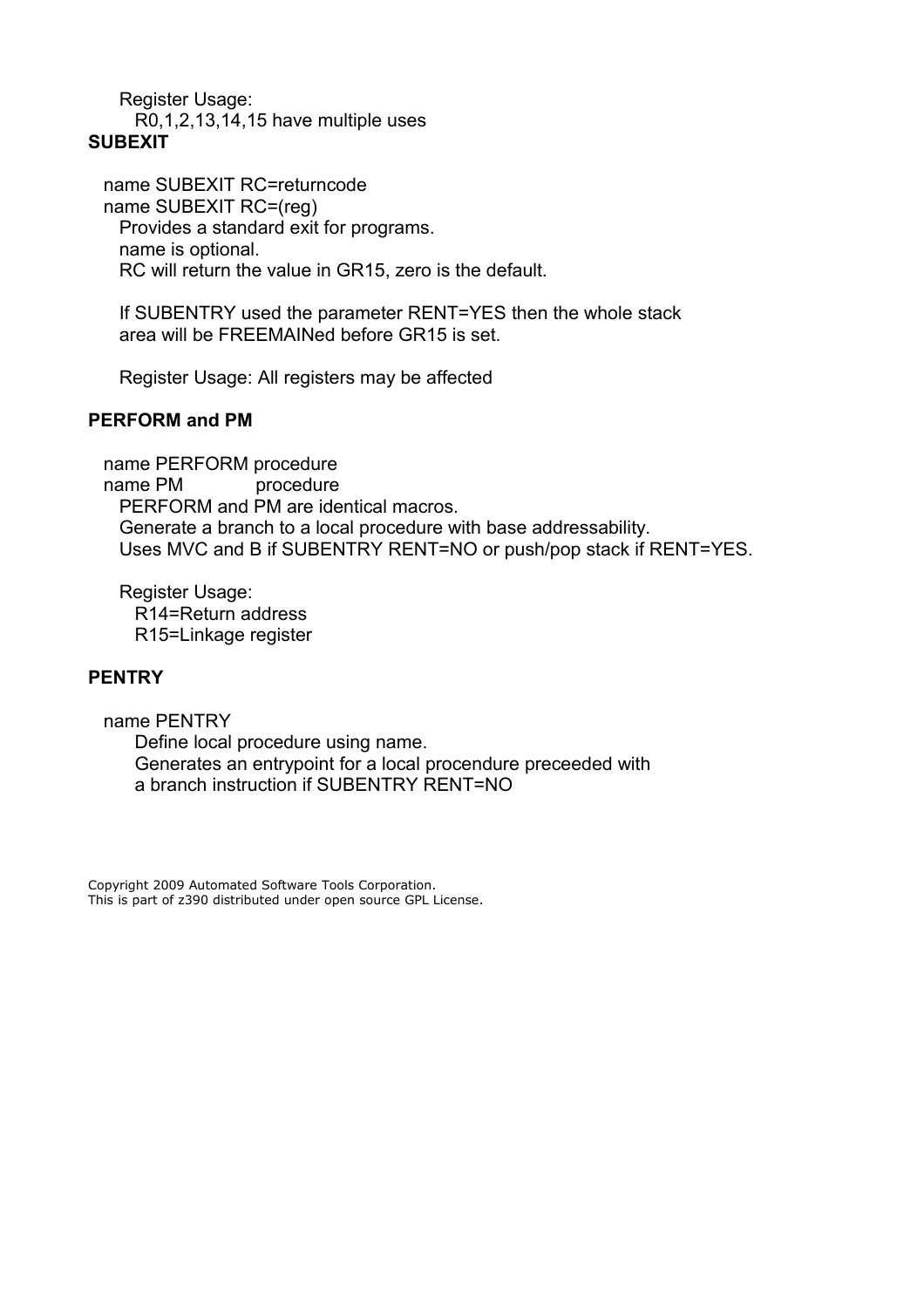Register Usage:
  R0,1,2,13,14,15 have multiple uses

**SUBEXIT**

name SUBEXIT RC=returncode
name SUBEXIT RC=(reg)
  Provides a standard exit for programs.
  name is optional.
  RC will return the value in GR15, zero is the default.

  If SUBENTRY used the parameter RENT=YES then the whole stack area will be FREEMAINed before GR15 is set.

  Register Usage: All registers may be affected

**PERFORM and PM**

name PERFORM procedure
name PM procedure
  PERFORM and PM are identical macros.
  Generate a branch to a local procedure with base addressability.
  Uses MVC and B if SUBENTRY RENT=NO or push/pop stack if RENT=YES.

  Register Usage:
    R14=Return address
    R15=Linkage register

**PENTRY**

name PENTRY
  Define local procedure using name.
  Generates an entrypoint for a local procendure preceeded with a branch instruction if SUBENTRY RENT=NO

Copyright 2009 Automated Software Tools Corporation.
This is part of z390 distributed under open source GPL License.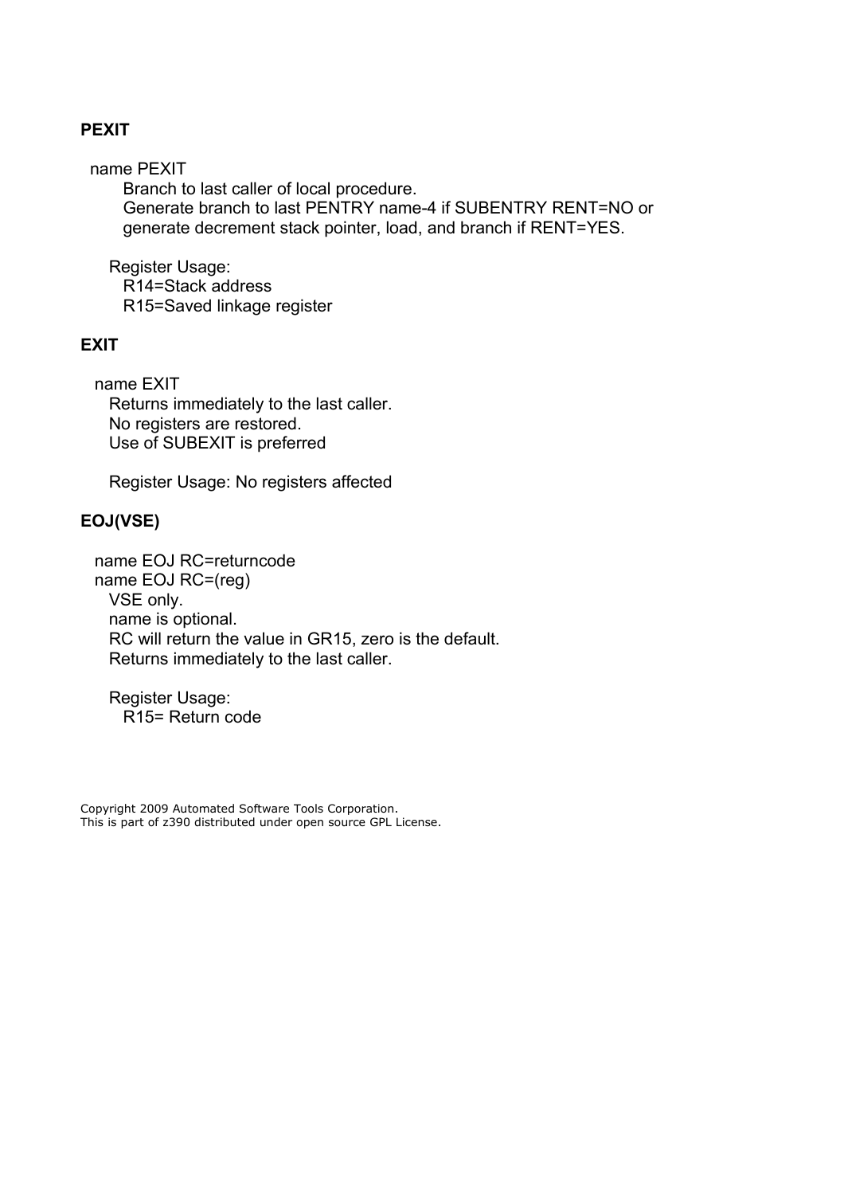**PEXIT**

name PEXIT

Branch to last caller of local procedure.
Generate branch to last PENTRY name-4 if SUBENTRY RENT=NO or generate decrement stack pointer, load, and branch if RENT=YES.

Register Usage:
R14=Stack address
R15=Saved linkage register

**EXIT**

name EXIT

Returns immediately to the last caller.
No registers are restored.
Use of SUBEXIT is preferred

Register Usage: No registers affected

**EOJ(VSE)**

name EOJ RC=returncode
name EOJ RC=(reg)

VSE only.
name is optional.
RC will return the value in GR15, zero is the default.
Returns immediately to the last caller.

Register Usage:
R15= Return code

Copyright 2009 Automated Software Tools Corporation.
This is part of z390 distributed under open source GPL License.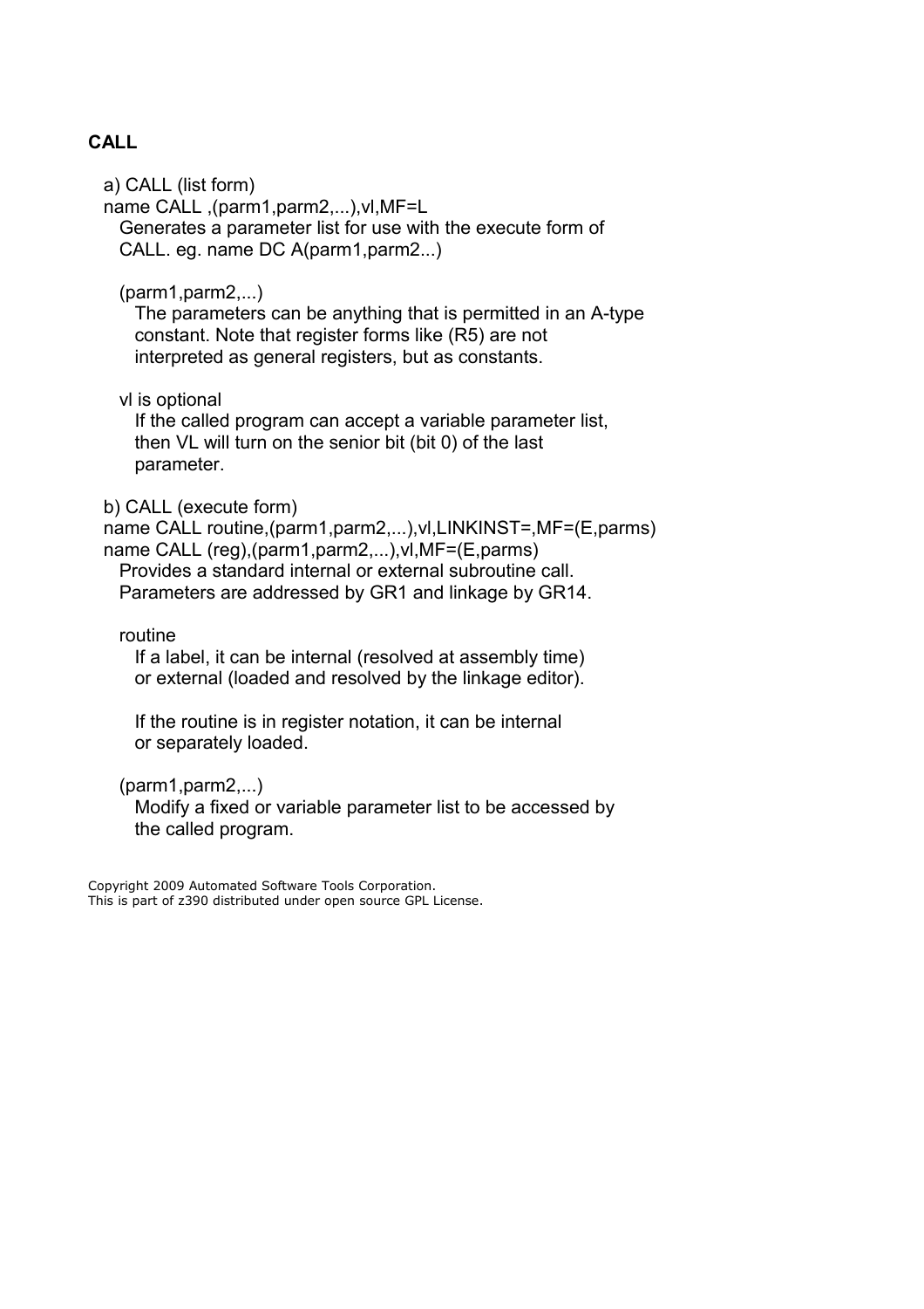**CALL**

a) CALL (list form)
name CALL ,(parm1,parm2,...),vl,MF=L
Generates a parameter list for use with the execute form of CALL. eg. name DC A(parm1,parm2...)

(parm1,parm2,...)
The parameters can be anything that is permitted in an A-type constant. Note that register forms like (R5) are not interpreted as general registers, but as constants.

vl is optional
If the called program can accept a variable parameter list, then VL will turn on the senior bit (bit 0) of the last parameter.

b) CALL (execute form)
name CALL routine,(parm1,parm2,...),vl,LINKINST=,MF=(E,parms)
name CALL (reg),(parm1,parm2,...),vl,MF=(E,parms)
Provides a standard internal or external subroutine call. Parameters are addressed by GR1 and linkage by GR14.

routine
If a label, it can be internal (resolved at assembly time) or external (loaded and resolved by the linkage editor).

If the routine is in register notation, it can be internal or separately loaded.

(parm1,parm2,...)
Modify a fixed or variable parameter list to be accessed by the called program.

Copyright 2009 Automated Software Tools Corporation.
This is part of z390 distributed under open source GPL License.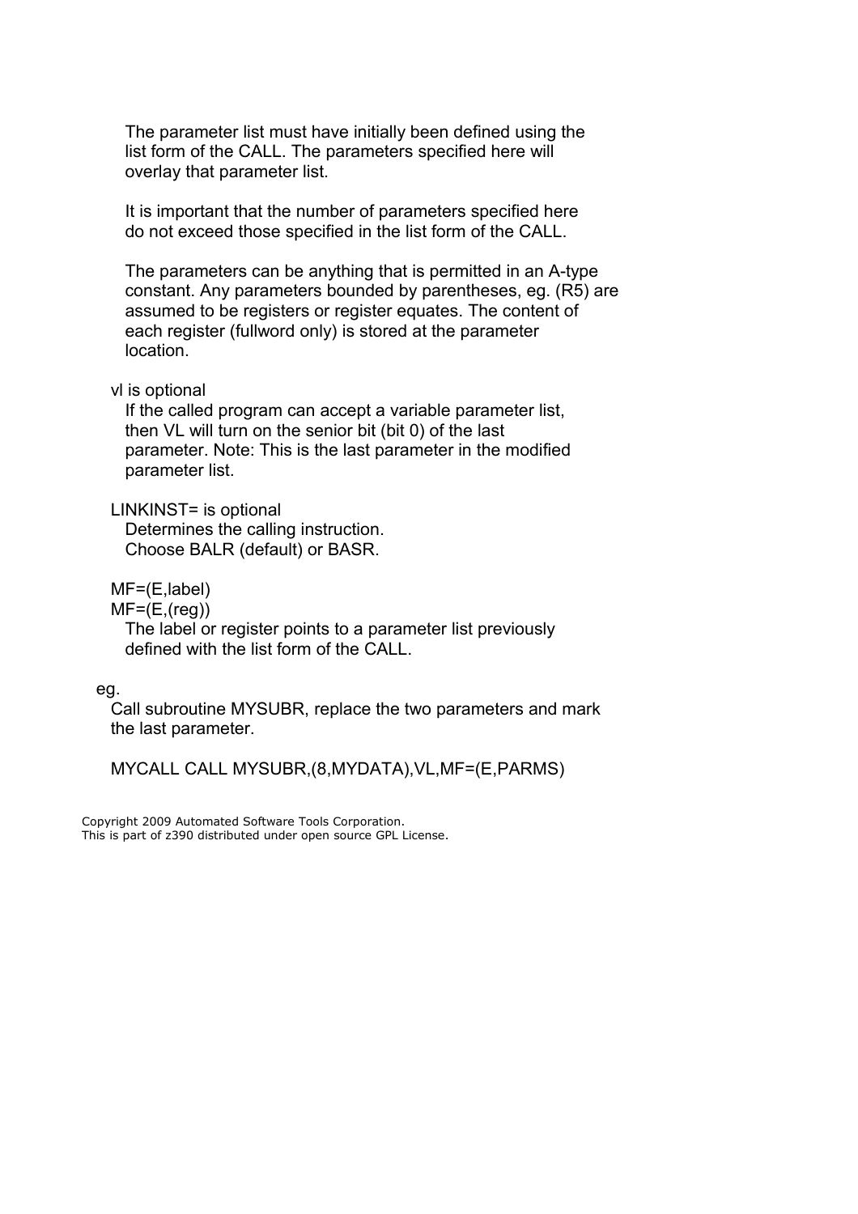The parameter list must have initially been defined using the list form of the CALL. The parameters specified here will overlay that parameter list.

It is important that the number of parameters specified here do not exceed those specified in the list form of the CALL.

The parameters can be anything that is permitted in an A-type constant. Any parameters bounded by parentheses, eg. (R5) are assumed to be registers or register equates. The content of each register (fullword only) is stored at the parameter location.

vl is optional

If the called program can accept a variable parameter list, then VL will turn on the senior bit (bit 0) of the last parameter. Note: This is the last parameter in the modified parameter list.

LINKINST= is optional

Determines the calling instruction.
Choose BALR (default) or BASR.

MF=(E,label)
MF=(E,(reg))

The label or register points to a parameter list previously defined with the list form of the CALL.

eg.

Call subroutine MYSUBR, replace the two parameters and mark the last parameter.

```
MYCALL CALL MYSUBR,(8,MYDATA),VL,MF=(E,PARMS)
```

Copyright 2009 Automated Software Tools Corporation.
This is part of z390 distributed under open source GPL License.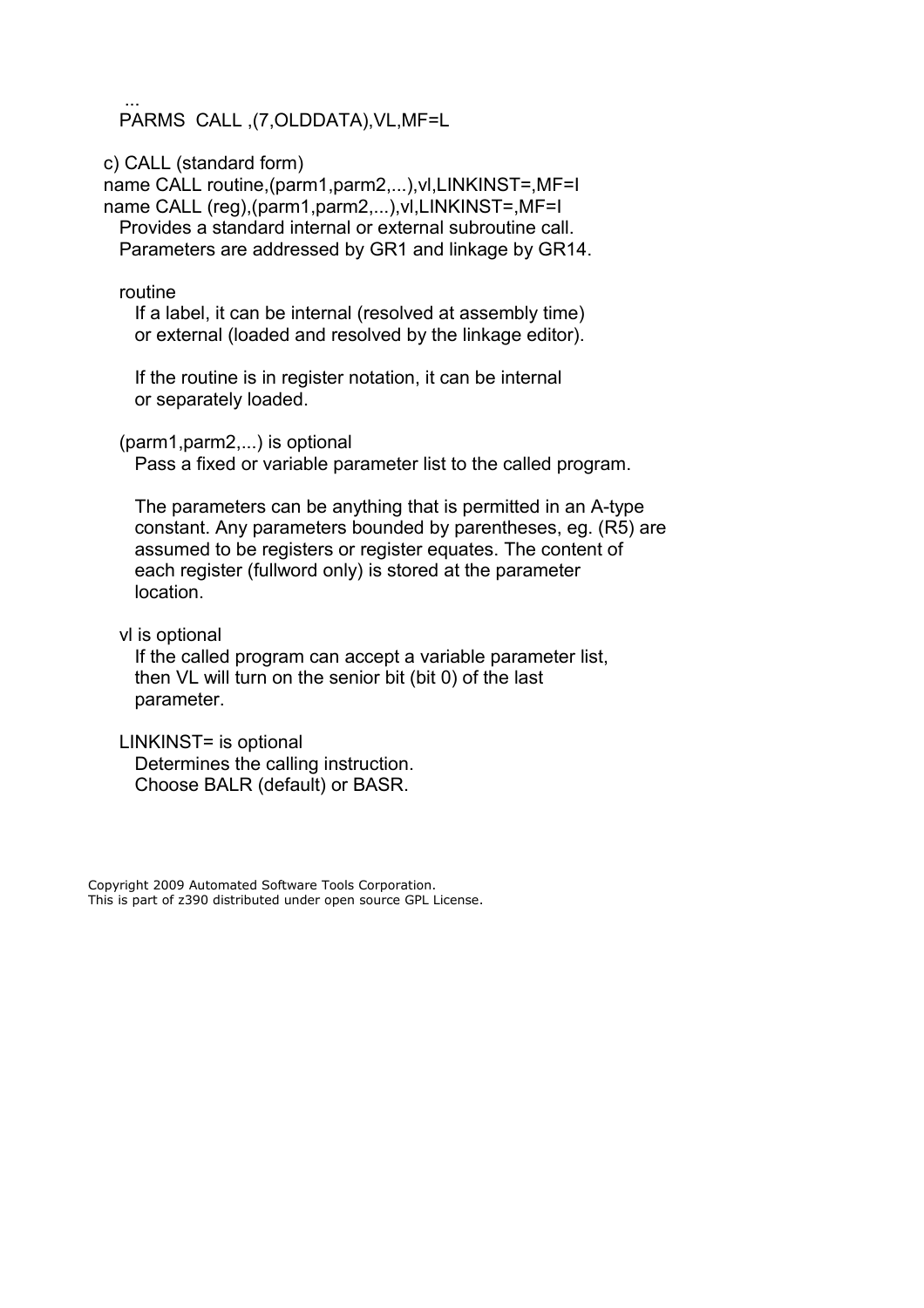```
...
PARMS  CALL ,(7,OLDDATA),VL,MF=L
```

c) CALL (standard form)

```
name CALL routine,(parm1,parm2,...),vl,LINKINST=,MF=I
name CALL (reg),(parm1,parm2,...),vl,LINKINST=,MF=I
```

Provides a standard internal or external subroutine call.
Parameters are addressed by GR1 and linkage by GR14.

routine

If a label, it can be internal (resolved at assembly time) or external (loaded and resolved by the linkage editor).

If the routine is in register notation, it can be internal or separately loaded.

(parm1,parm2,...) is optional

Pass a fixed or variable parameter list to the called program.

The parameters can be anything that is permitted in an A-type constant. Any parameters bounded by parentheses, eg. (R5) are assumed to be registers or register equates. The content of each register (fullword only) is stored at the parameter location.

vl is optional

If the called program can accept a variable parameter list, then VL will turn on the senior bit (bit 0) of the last parameter.

LINKINST= is optional

Determines the calling instruction.
Choose BALR (default) or BASR.

Copyright 2009 Automated Software Tools Corporation.
This is part of z390 distributed under open source GPL License.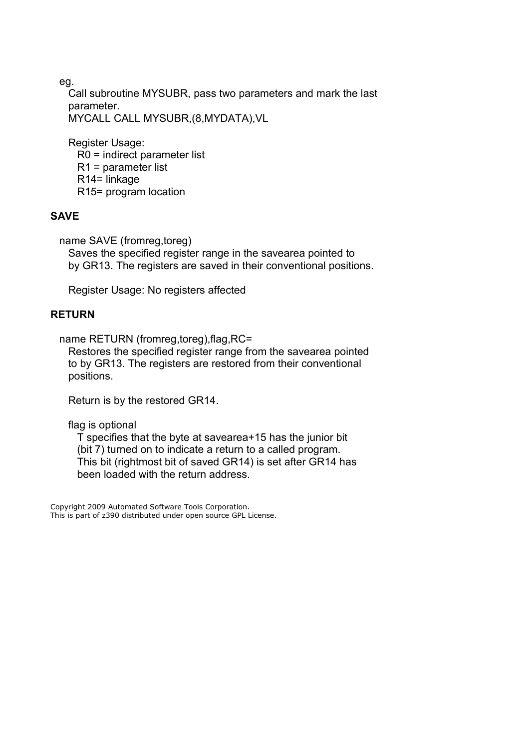eg.

Call subroutine MYSUBR, pass two parameters and mark the last parameter.

```
MYCALL CALL MYSUBR,(8,MYDATA),VL
```

Register Usage:

- R0 = indirect parameter list
- R1 = parameter list
- R14= linkage
- R15= program location

## SAVE

name SAVE (fromreg,toreg)

Saves the specified register range in the savearea pointed to by GR13. The registers are saved in their conventional positions.

Register Usage: No registers affected

## RETURN

name RETURN (fromreg,toreg),flag,RC=

Restores the specified register range from the savearea pointed to by GR13. The registers are restored from their conventional positions.

Return is by the restored GR14.

flag is optional

T specifies that the byte at savearea+15 has the junior bit (bit 7) turned on to indicate a return to a called program. This bit (rightmost bit of saved GR14) is set after GR14 has been loaded with the return address.

Copyright 2009 Automated Software Tools Corporation.
This is part of z390 distributed under open source GPL License.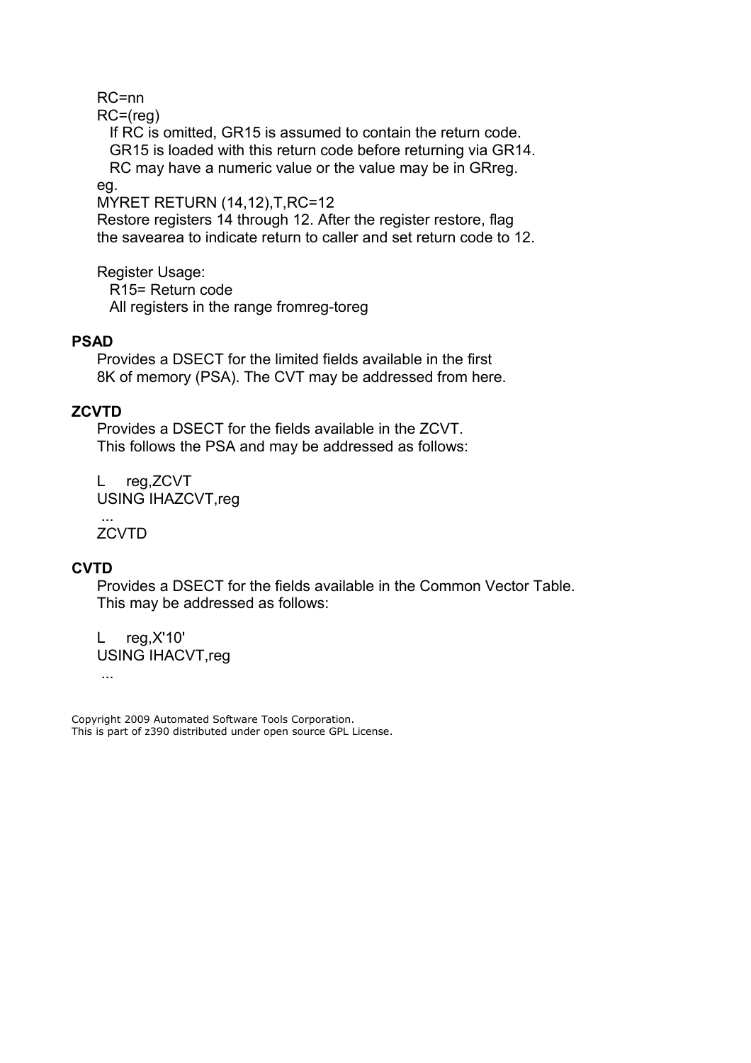RC=nn
RC=(reg)
  If RC is omitted, GR15 is assumed to contain the return code.
  GR15 is loaded with this return code before returning via GR14.
  RC may have a numeric value or the value may be in GRreg.

eg.

```
MYRET RETURN (14,12),T,RC=12
```

Restore registers 14 through 12. After the register restore, flag the savearea to indicate return to caller and set return code to 12.

Register Usage:
  R15= Return code
  All registers in the range fromreg-toreg

**PSAD**

Provides a DSECT for the limited fields available in the first 8K of memory (PSA). The CVT may be addressed from here.

**ZCVTD**

Provides a DSECT for the fields available in the ZCVT.
This follows the PSA and may be addressed as follows:

```
L     reg,ZCVT
USING IHAZCVT,reg
 ...
ZCVTD
```

**CVTD**

Provides a DSECT for the fields available in the Common Vector Table.
This may be addressed as follows:

```
L     reg,X'10'
USING IHACVT,reg
 ...
```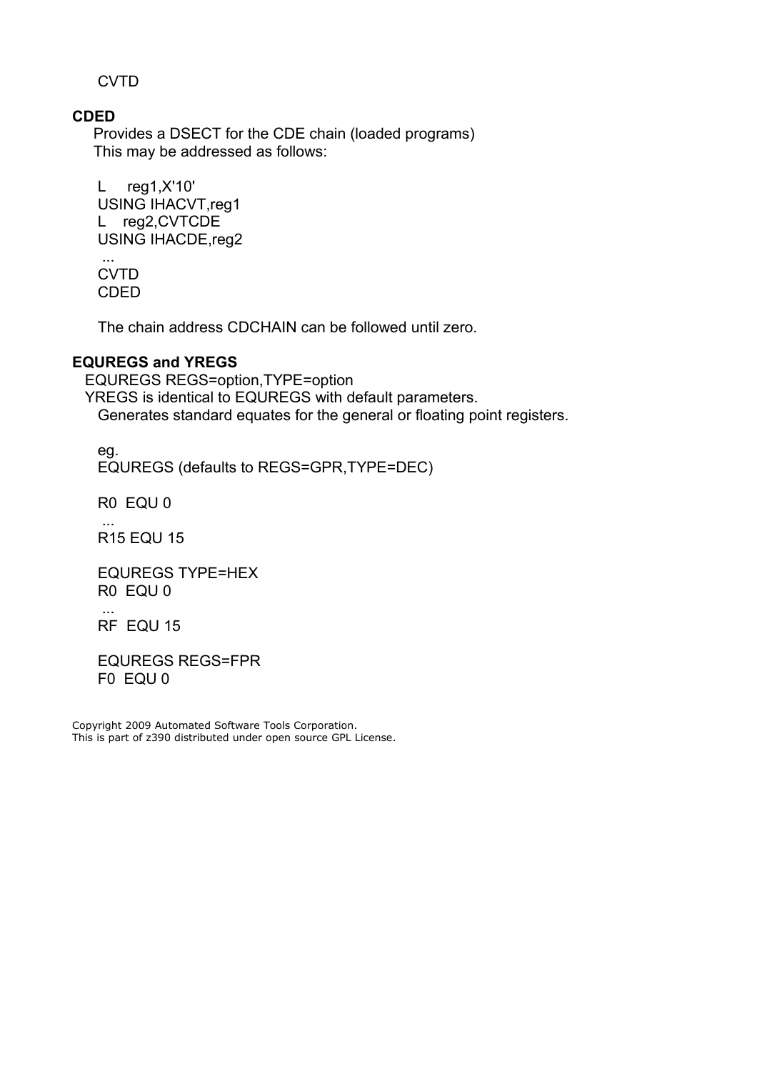```
CVTD
```

**CDED**

Provides a DSECT for the CDE chain (loaded programs)
This may be addressed as follows:

```
L     reg1,X'10'
USING IHACVT,reg1
L    reg2,CVTCDE
USING IHACDE,reg2
 ...
CVTD
CDED
```

The chain address CDCHAIN can be followed until zero.

**EQUREGS and YREGS**

EQUREGS REGS=option,TYPE=option
YREGS is identical to EQUREGS with default parameters.
Generates standard equates for the general or floating point registers.

eg.
EQUREGS (defaults to REGS=GPR,TYPE=DEC)

```
R0  EQU 0
 ...
R15 EQU 15

EQUREGS TYPE=HEX
R0  EQU 0
 ...
RF  EQU 15

EQUREGS REGS=FPR
F0  EQU 0
```

Copyright 2009 Automated Software Tools Corporation.
This is part of z390 distributed under open source GPL License.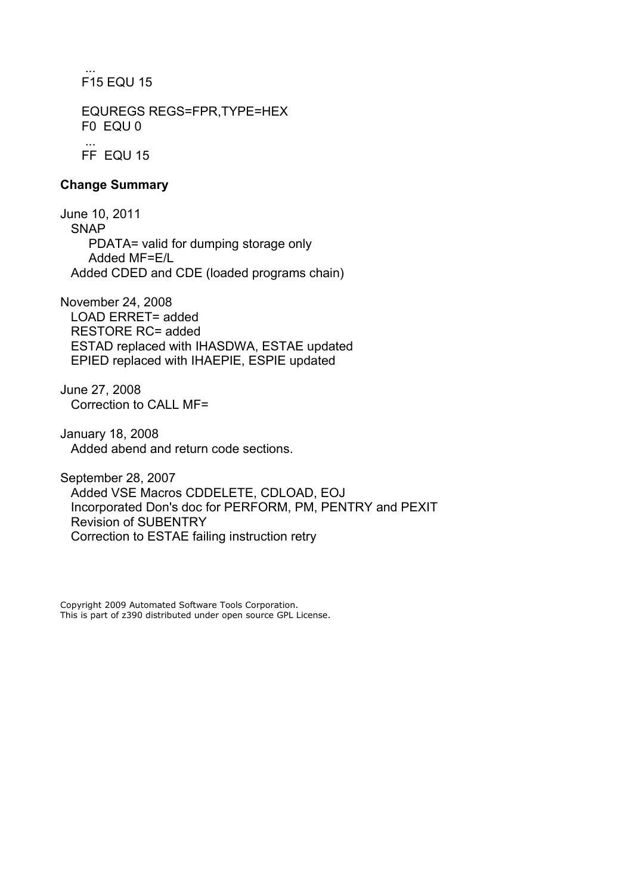```
 ...
F15 EQU 15

EQUREGS REGS=FPR,TYPE=HEX
F0  EQU 0
 ...
FF  EQU 15
```

**Change Summary**

June 10, 2011
  SNAP
    PDATA= valid for dumping storage only
    Added MF=E/L
  Added CDED and CDE (loaded programs chain)

November 24, 2008
  LOAD ERRET= added
  RESTORE RC= added
  ESTAD replaced with IHASDWA, ESTAE updated
  EPIED replaced with IHAEPIE, ESPIE updated

June 27, 2008
  Correction to CALL MF=

January 18, 2008
  Added abend and return code sections.

September 28, 2007
  Added VSE Macros CDDELETE, CDLOAD, EOJ
  Incorporated Don's doc for PERFORM, PM, PENTRY and PEXIT
  Revision of SUBENTRY
  Correction to ESTAE failing instruction retry

Copyright 2009 Automated Software Tools Corporation.
This is part of z390 distributed under open source GPL License.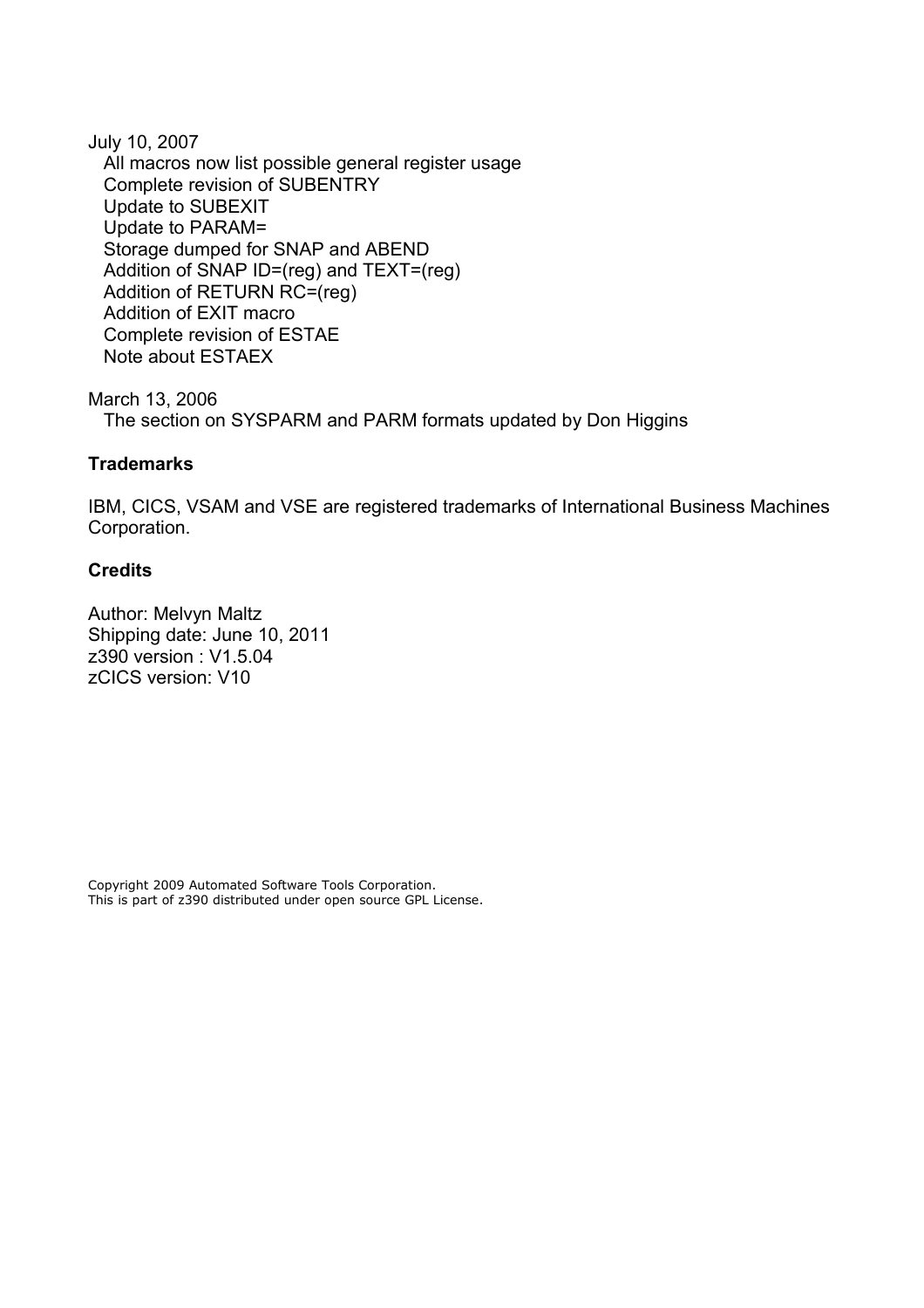July 10, 2007

- All macros now list possible general register usage
- Complete revision of SUBENTRY
- Update to SUBEXIT
- Update to PARAM=
- Storage dumped for SNAP and ABEND
- Addition of SNAP ID=(reg) and TEXT=(reg)
- Addition of RETURN RC=(reg)
- Addition of EXIT macro
- Complete revision of ESTAE
- Note about ESTAEX

March 13, 2006

- The section on SYSPARM and PARM formats updated by Don Higgins

**Trademarks**

IBM, CICS, VSAM and VSE are registered trademarks of International Business Machines Corporation.

**Credits**

Author: Melvyn Maltz
Shipping date: June 10, 2011
z390 version : V1.5.04
zCICS version: V10

Copyright 2009 Automated Software Tools Corporation.
This is part of z390 distributed under open source GPL License.